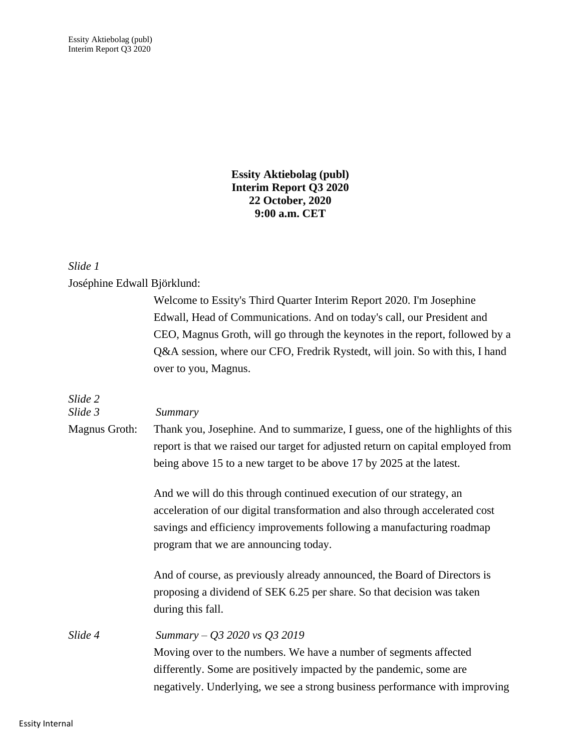**Essity Aktiebolag (publ)**
**Interim Report Q3 2020**
**22 October, 2020**
**9:00 a.m. CET**

*Slide 1*

Joséphine Edwall Björklund:

Welcome to Essity's Third Quarter Interim Report 2020. I'm Josephine Edwall, Head of Communications. And on today's call, our President and CEO, Magnus Groth, will go through the keynotes in the report, followed by a Q&A session, where our CFO, Fredrik Rystedt, will join. So with this, I hand over to you, Magnus.

*Slide 2*

*Slide 3* *Summary*

Magnus Groth: Thank you, Josephine. And to summarize, I guess, one of the highlights of this report is that we raised our target for adjusted return on capital employed from being above 15 to a new target to be above 17 by 2025 at the latest.

And we will do this through continued execution of our strategy, an acceleration of our digital transformation and also through accelerated cost savings and efficiency improvements following a manufacturing roadmap program that we are announcing today.

And of course, as previously already announced, the Board of Directors is proposing a dividend of SEK 6.25 per share. So that decision was taken during this fall.

*Slide 4* *Summary – Q3 2020 vs Q3 2019*

Moving over to the numbers. We have a number of segments affected differently. Some are positively impacted by the pandemic, some are negatively. Underlying, we see a strong business performance with improving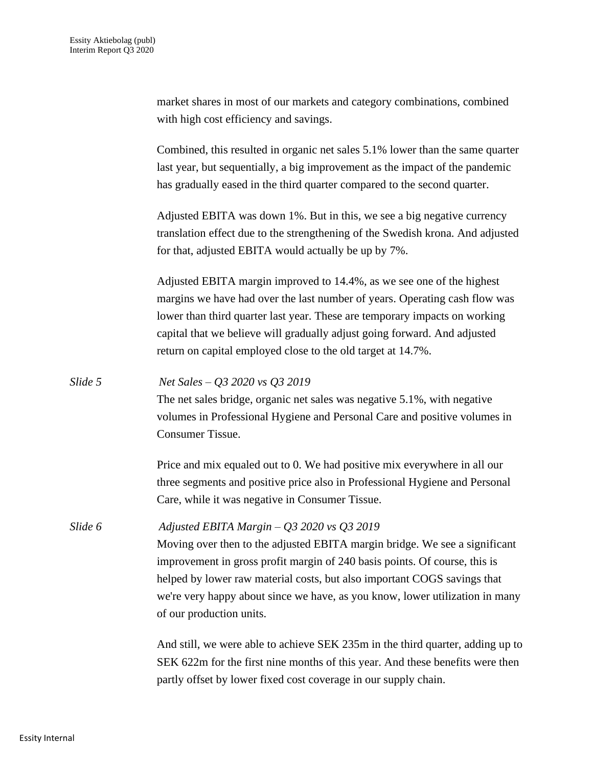market shares in most of our markets and category combinations, combined with high cost efficiency and savings.

Combined, this resulted in organic net sales 5.1% lower than the same quarter last year, but sequentially, a big improvement as the impact of the pandemic has gradually eased in the third quarter compared to the second quarter.

Adjusted EBITA was down 1%. But in this, we see a big negative currency translation effect due to the strengthening of the Swedish krona. And adjusted for that, adjusted EBITA would actually be up by 7%.

Adjusted EBITA margin improved to 14.4%, as we see one of the highest margins we have had over the last number of years. Operating cash flow was lower than third quarter last year. These are temporary impacts on working capital that we believe will gradually adjust going forward. And adjusted return on capital employed close to the old target at 14.7%.

*Slide 5* *Net Sales – Q3 2020 vs Q3 2019*

The net sales bridge, organic net sales was negative 5.1%, with negative volumes in Professional Hygiene and Personal Care and positive volumes in Consumer Tissue.

Price and mix equaled out to 0. We had positive mix everywhere in all our three segments and positive price also in Professional Hygiene and Personal Care, while it was negative in Consumer Tissue.

*Slide 6* *Adjusted EBITA Margin – Q3 2020 vs Q3 2019*

Moving over then to the adjusted EBITA margin bridge. We see a significant improvement in gross profit margin of 240 basis points. Of course, this is helped by lower raw material costs, but also important COGS savings that we're very happy about since we have, as you know, lower utilization in many of our production units.

And still, we were able to achieve SEK 235m in the third quarter, adding up to SEK 622m for the first nine months of this year. And these benefits were then partly offset by lower fixed cost coverage in our supply chain.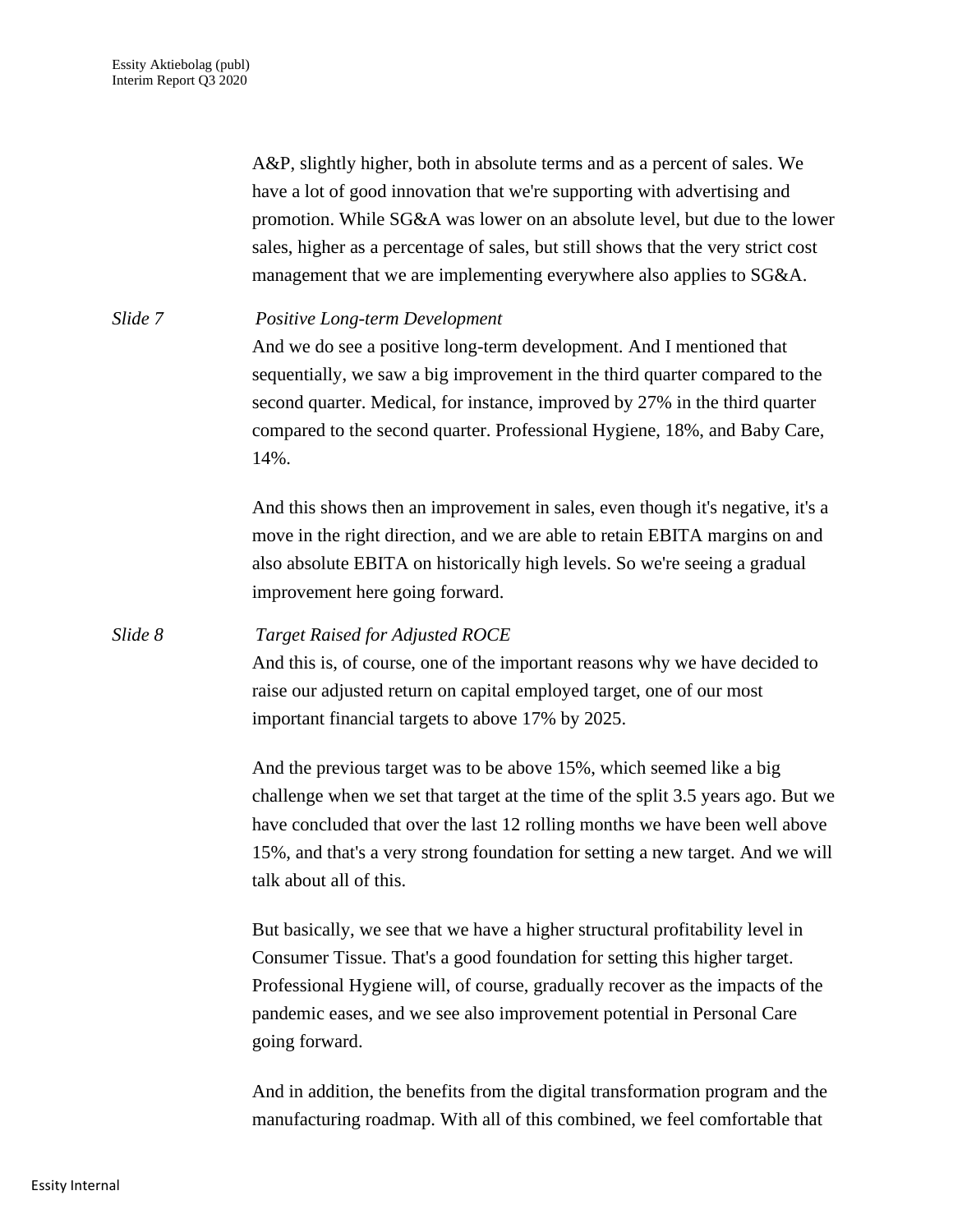A&P, slightly higher, both in absolute terms and as a percent of sales. We have a lot of good innovation that we're supporting with advertising and promotion. While SG&A was lower on an absolute level, but due to the lower sales, higher as a percentage of sales, but still shows that the very strict cost management that we are implementing everywhere also applies to SG&A.

*Slide 7* *Positive Long-term Development*

And we do see a positive long-term development. And I mentioned that sequentially, we saw a big improvement in the third quarter compared to the second quarter. Medical, for instance, improved by 27% in the third quarter compared to the second quarter. Professional Hygiene, 18%, and Baby Care, 14%.

And this shows then an improvement in sales, even though it's negative, it's a move in the right direction, and we are able to retain EBITA margins on and also absolute EBITA on historically high levels. So we're seeing a gradual improvement here going forward.

*Slide 8* *Target Raised for Adjusted ROCE*

And this is, of course, one of the important reasons why we have decided to raise our adjusted return on capital employed target, one of our most important financial targets to above 17% by 2025.

And the previous target was to be above 15%, which seemed like a big challenge when we set that target at the time of the split 3.5 years ago. But we have concluded that over the last 12 rolling months we have been well above 15%, and that's a very strong foundation for setting a new target. And we will talk about all of this.

But basically, we see that we have a higher structural profitability level in Consumer Tissue. That's a good foundation for setting this higher target. Professional Hygiene will, of course, gradually recover as the impacts of the pandemic eases, and we see also improvement potential in Personal Care going forward.

And in addition, the benefits from the digital transformation program and the manufacturing roadmap. With all of this combined, we feel comfortable that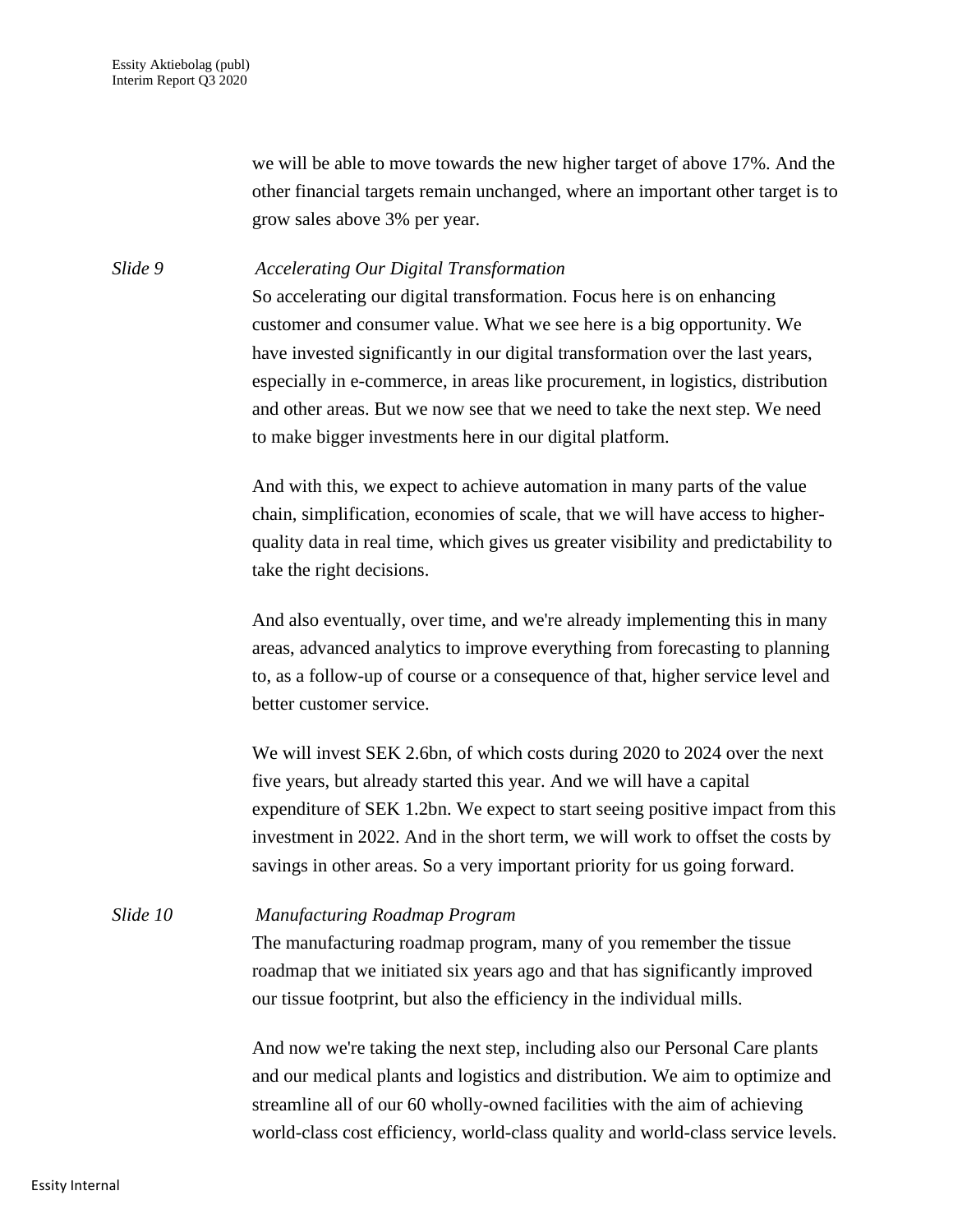we will be able to move towards the new higher target of above 17%. And the other financial targets remain unchanged, where an important other target is to grow sales above 3% per year.

*Slide 9* *Accelerating Our Digital Transformation*

So accelerating our digital transformation. Focus here is on enhancing customer and consumer value. What we see here is a big opportunity. We have invested significantly in our digital transformation over the last years, especially in e-commerce, in areas like procurement, in logistics, distribution and other areas. But we now see that we need to take the next step. We need to make bigger investments here in our digital platform.

And with this, we expect to achieve automation in many parts of the value chain, simplification, economies of scale, that we will have access to higher-quality data in real time, which gives us greater visibility and predictability to take the right decisions.

And also eventually, over time, and we're already implementing this in many areas, advanced analytics to improve everything from forecasting to planning to, as a follow-up of course or a consequence of that, higher service level and better customer service.

We will invest SEK 2.6bn, of which costs during 2020 to 2024 over the next five years, but already started this year. And we will have a capital expenditure of SEK 1.2bn. We expect to start seeing positive impact from this investment in 2022. And in the short term, we will work to offset the costs by savings in other areas. So a very important priority for us going forward.

*Slide 10* *Manufacturing Roadmap Program*

The manufacturing roadmap program, many of you remember the tissue roadmap that we initiated six years ago and that has significantly improved our tissue footprint, but also the efficiency in the individual mills.

And now we're taking the next step, including also our Personal Care plants and our medical plants and logistics and distribution. We aim to optimize and streamline all of our 60 wholly-owned facilities with the aim of achieving world-class cost efficiency, world-class quality and world-class service levels.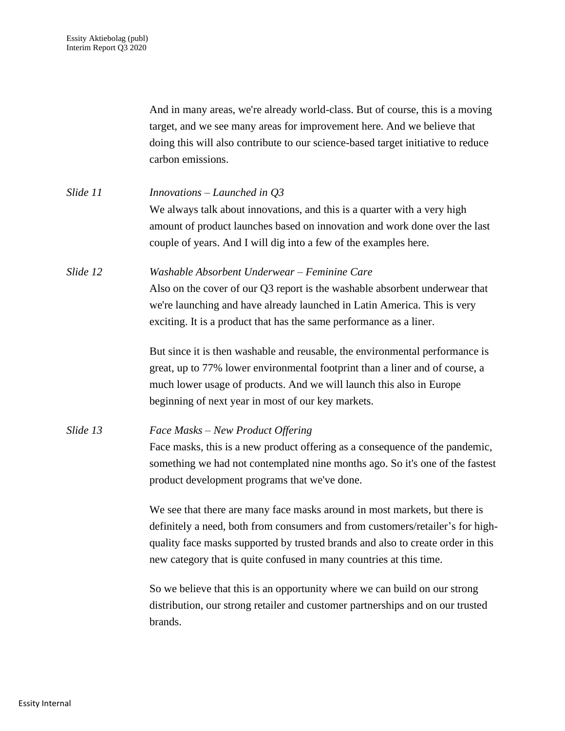And in many areas, we're already world-class. But of course, this is a moving target, and we see many areas for improvement here. And we believe that doing this will also contribute to our science-based target initiative to reduce carbon emissions.

*Slide 11* *Innovations – Launched in Q3*

We always talk about innovations, and this is a quarter with a very high amount of product launches based on innovation and work done over the last couple of years. And I will dig into a few of the examples here.

*Slide 12* *Washable Absorbent Underwear – Feminine Care*

Also on the cover of our Q3 report is the washable absorbent underwear that we're launching and have already launched in Latin America. This is very exciting. It is a product that has the same performance as a liner.

But since it is then washable and reusable, the environmental performance is great, up to 77% lower environmental footprint than a liner and of course, a much lower usage of products. And we will launch this also in Europe beginning of next year in most of our key markets.

*Slide 13* *Face Masks – New Product Offering*

Face masks, this is a new product offering as a consequence of the pandemic, something we had not contemplated nine months ago. So it's one of the fastest product development programs that we've done.

We see that there are many face masks around in most markets, but there is definitely a need, both from consumers and from customers/retailer's for high-quality face masks supported by trusted brands and also to create order in this new category that is quite confused in many countries at this time.

So we believe that this is an opportunity where we can build on our strong distribution, our strong retailer and customer partnerships and on our trusted brands.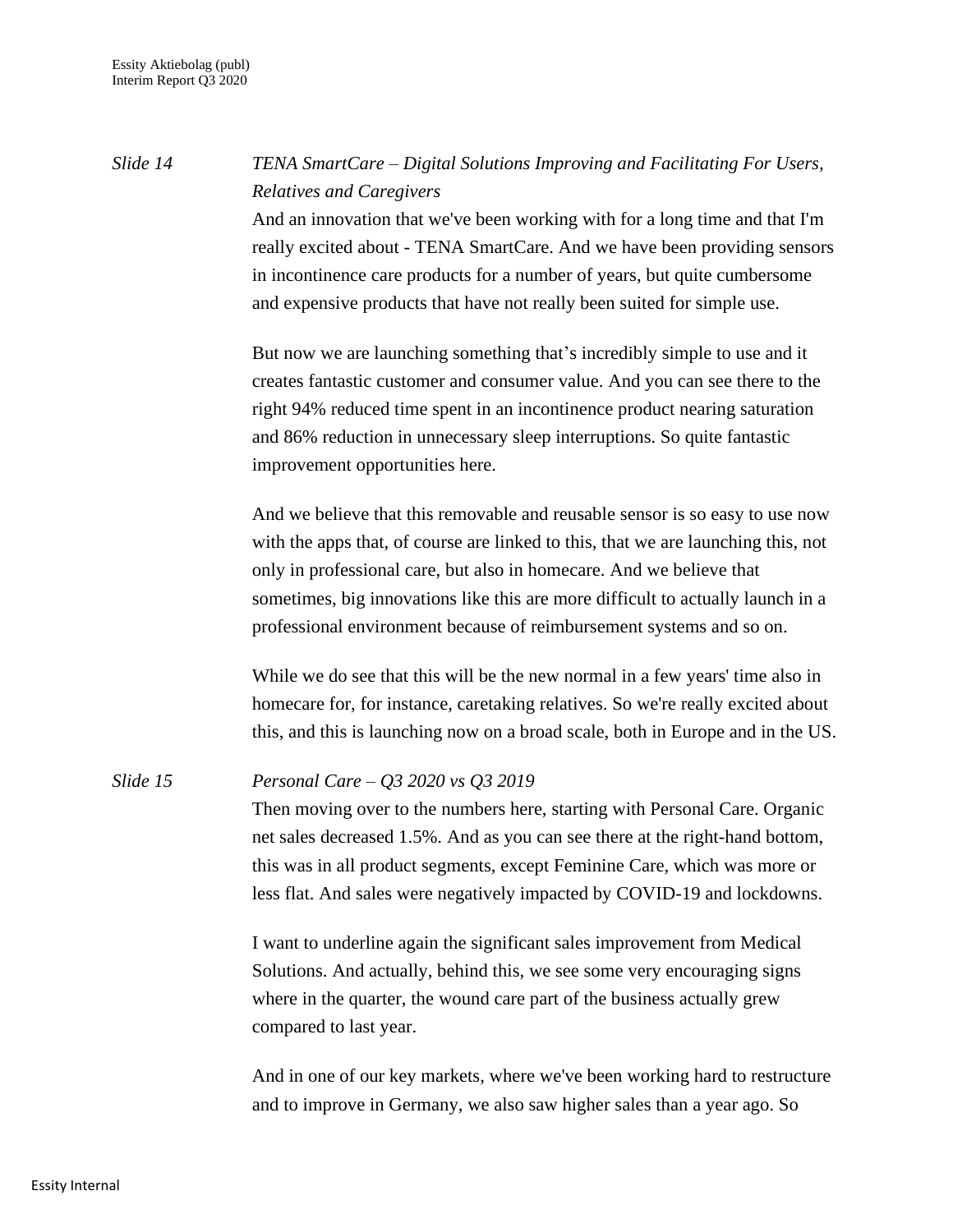*Slide 14* *TENA SmartCare – Digital Solutions Improving and Facilitating For Users, Relatives and Caregivers*

And an innovation that we've been working with for a long time and that I'm really excited about - TENA SmartCare. And we have been providing sensors in incontinence care products for a number of years, but quite cumbersome and expensive products that have not really been suited for simple use.

But now we are launching something that's incredibly simple to use and it creates fantastic customer and consumer value. And you can see there to the right 94% reduced time spent in an incontinence product nearing saturation and 86% reduction in unnecessary sleep interruptions. So quite fantastic improvement opportunities here.

And we believe that this removable and reusable sensor is so easy to use now with the apps that, of course are linked to this, that we are launching this, not only in professional care, but also in homecare. And we believe that sometimes, big innovations like this are more difficult to actually launch in a professional environment because of reimbursement systems and so on.

While we do see that this will be the new normal in a few years' time also in homecare for, for instance, caretaking relatives. So we're really excited about this, and this is launching now on a broad scale, both in Europe and in the US.

*Slide 15* *Personal Care – Q3 2020 vs Q3 2019*

Then moving over to the numbers here, starting with Personal Care. Organic net sales decreased 1.5%. And as you can see there at the right-hand bottom, this was in all product segments, except Feminine Care, which was more or less flat. And sales were negatively impacted by COVID-19 and lockdowns.

I want to underline again the significant sales improvement from Medical Solutions. And actually, behind this, we see some very encouraging signs where in the quarter, the wound care part of the business actually grew compared to last year.

And in one of our key markets, where we've been working hard to restructure and to improve in Germany, we also saw higher sales than a year ago. So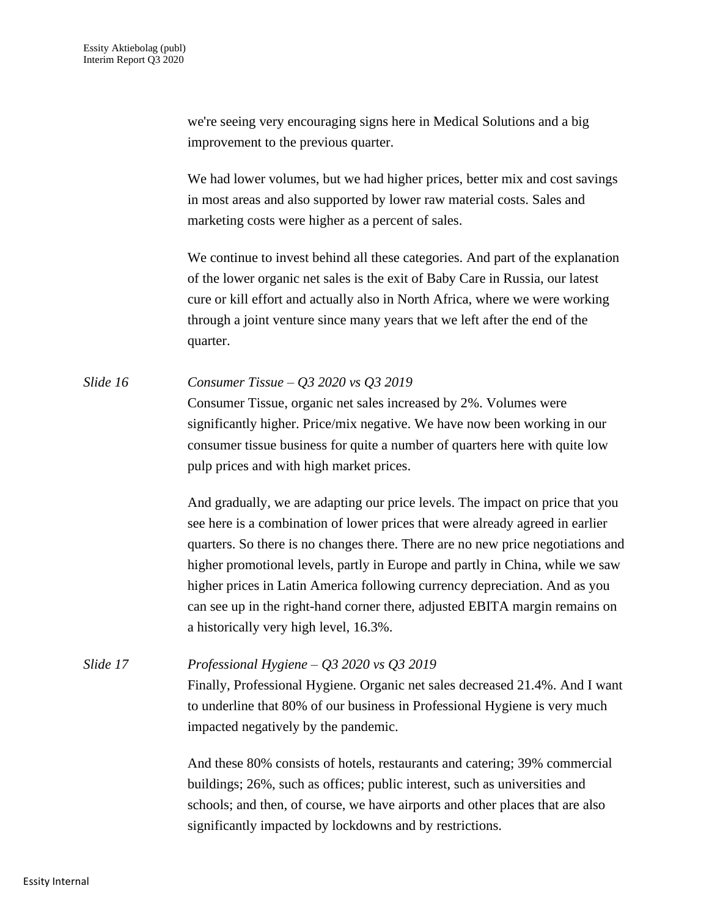we're seeing very encouraging signs here in Medical Solutions and a big improvement to the previous quarter.

We had lower volumes, but we had higher prices, better mix and cost savings in most areas and also supported by lower raw material costs. Sales and marketing costs were higher as a percent of sales.

We continue to invest behind all these categories. And part of the explanation of the lower organic net sales is the exit of Baby Care in Russia, our latest cure or kill effort and actually also in North Africa, where we were working through a joint venture since many years that we left after the end of the quarter.

*Slide 16* *Consumer Tissue – Q3 2020 vs Q3 2019*

Consumer Tissue, organic net sales increased by 2%. Volumes were significantly higher. Price/mix negative. We have now been working in our consumer tissue business for quite a number of quarters here with quite low pulp prices and with high market prices.

And gradually, we are adapting our price levels. The impact on price that you see here is a combination of lower prices that were already agreed in earlier quarters. So there is no changes there. There are no new price negotiations and higher promotional levels, partly in Europe and partly in China, while we saw higher prices in Latin America following currency depreciation. And as you can see up in the right-hand corner there, adjusted EBITA margin remains on a historically very high level, 16.3%.

*Slide 17* *Professional Hygiene – Q3 2020 vs Q3 2019*

Finally, Professional Hygiene. Organic net sales decreased 21.4%. And I want to underline that 80% of our business in Professional Hygiene is very much impacted negatively by the pandemic.

And these 80% consists of hotels, restaurants and catering; 39% commercial buildings; 26%, such as offices; public interest, such as universities and schools; and then, of course, we have airports and other places that are also significantly impacted by lockdowns and by restrictions.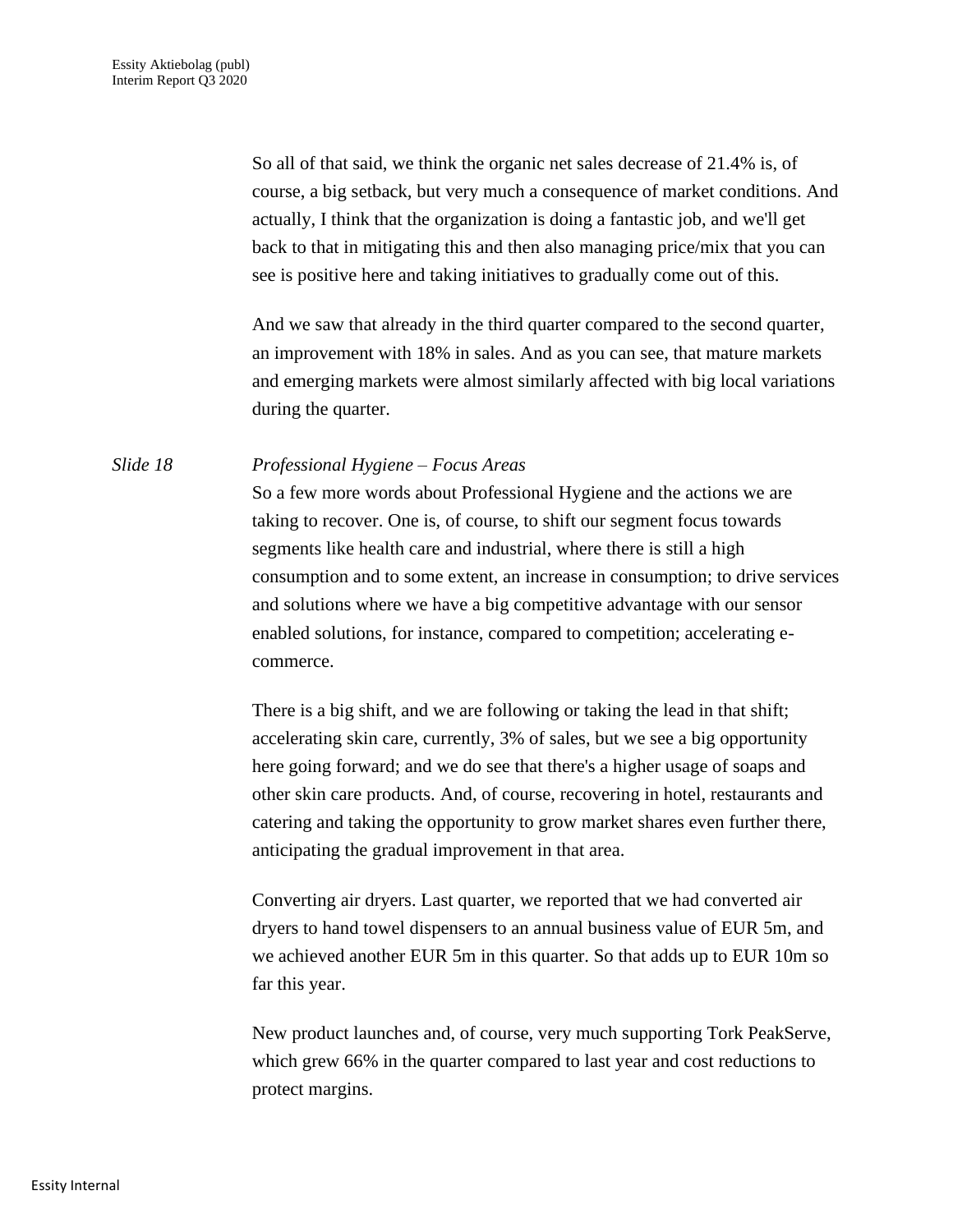So all of that said, we think the organic net sales decrease of 21.4% is, of course, a big setback, but very much a consequence of market conditions. And actually, I think that the organization is doing a fantastic job, and we'll get back to that in mitigating this and then also managing price/mix that you can see is positive here and taking initiatives to gradually come out of this.

And we saw that already in the third quarter compared to the second quarter, an improvement with 18% in sales. And as you can see, that mature markets and emerging markets were almost similarly affected with big local variations during the quarter.

*Slide 18* *Professional Hygiene – Focus Areas*

So a few more words about Professional Hygiene and the actions we are taking to recover. One is, of course, to shift our segment focus towards segments like health care and industrial, where there is still a high consumption and to some extent, an increase in consumption; to drive services and solutions where we have a big competitive advantage with our sensor enabled solutions, for instance, compared to competition; accelerating e-commerce.

There is a big shift, and we are following or taking the lead in that shift; accelerating skin care, currently, 3% of sales, but we see a big opportunity here going forward; and we do see that there's a higher usage of soaps and other skin care products. And, of course, recovering in hotel, restaurants and catering and taking the opportunity to grow market shares even further there, anticipating the gradual improvement in that area.

Converting air dryers. Last quarter, we reported that we had converted air dryers to hand towel dispensers to an annual business value of EUR 5m, and we achieved another EUR 5m in this quarter. So that adds up to EUR 10m so far this year.

New product launches and, of course, very much supporting Tork PeakServe, which grew 66% in the quarter compared to last year and cost reductions to protect margins.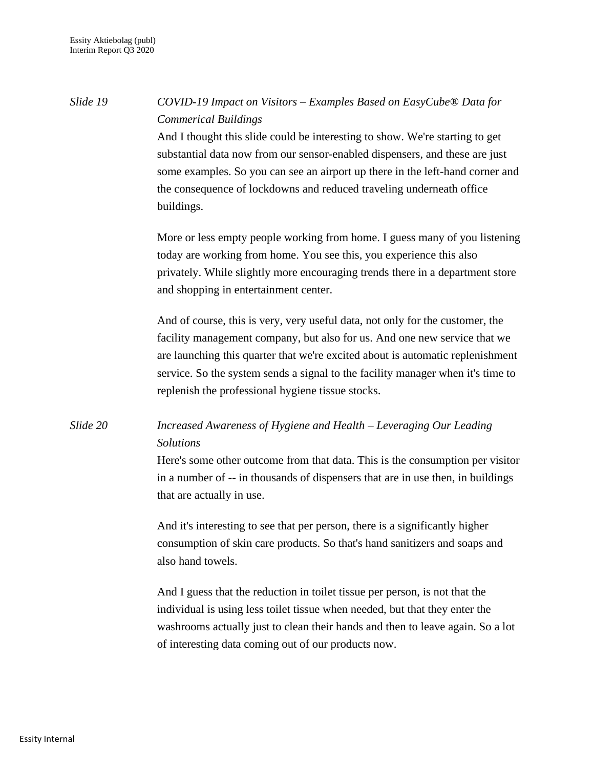*Slide 19* *COVID-19 Impact on Visitors – Examples Based on EasyCube® Data for Commerical Buildings*

And I thought this slide could be interesting to show. We're starting to get substantial data now from our sensor-enabled dispensers, and these are just some examples. So you can see an airport up there in the left-hand corner and the consequence of lockdowns and reduced traveling underneath office buildings.

More or less empty people working from home. I guess many of you listening today are working from home. You see this, you experience this also privately. While slightly more encouraging trends there in a department store and shopping in entertainment center.

And of course, this is very, very useful data, not only for the customer, the facility management company, but also for us. And one new service that we are launching this quarter that we're excited about is automatic replenishment service. So the system sends a signal to the facility manager when it's time to replenish the professional hygiene tissue stocks.

*Slide 20* *Increased Awareness of Hygiene and Health – Leveraging Our Leading Solutions*

Here's some other outcome from that data. This is the consumption per visitor in a number of -- in thousands of dispensers that are in use then, in buildings that are actually in use.

And it's interesting to see that per person, there is a significantly higher consumption of skin care products. So that's hand sanitizers and soaps and also hand towels.

And I guess that the reduction in toilet tissue per person, is not that the individual is using less toilet tissue when needed, but that they enter the washrooms actually just to clean their hands and then to leave again. So a lot of interesting data coming out of our products now.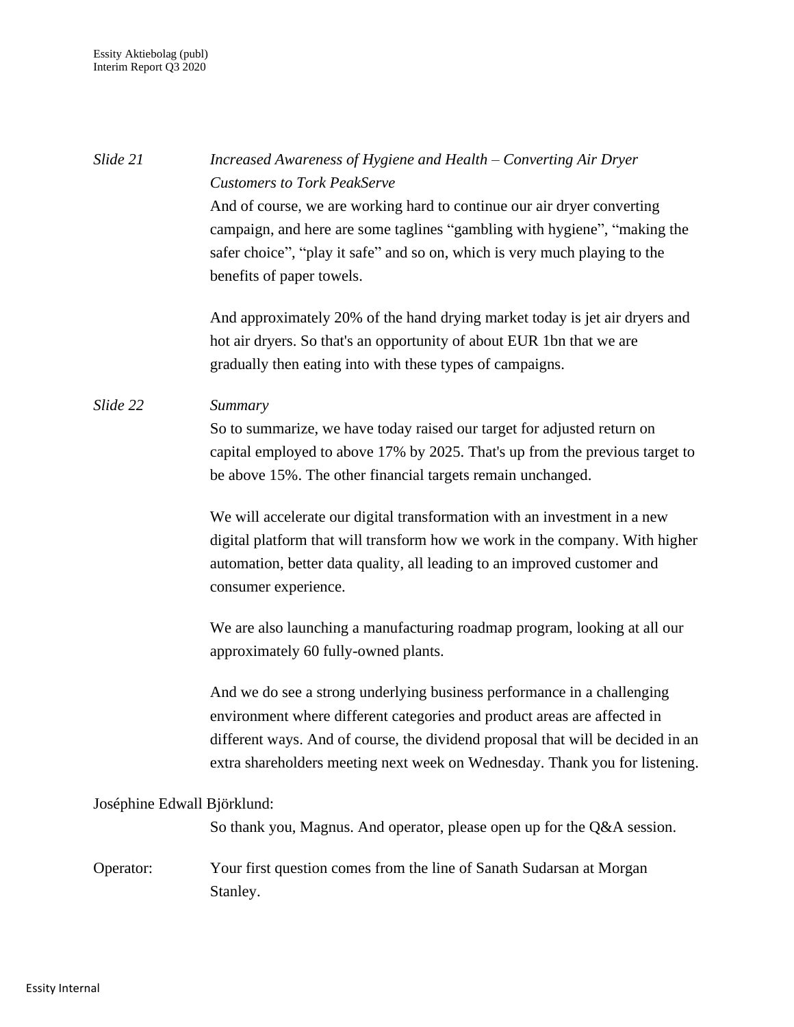*Slide 21* *Increased Awareness of Hygiene and Health – Converting Air Dryer Customers to Tork PeakServe*

And of course, we are working hard to continue our air dryer converting campaign, and here are some taglines "gambling with hygiene", "making the safer choice", "play it safe" and so on, which is very much playing to the benefits of paper towels.

And approximately 20% of the hand drying market today is jet air dryers and hot air dryers. So that's an opportunity of about EUR 1bn that we are gradually then eating into with these types of campaigns.

*Slide 22* *Summary*

So to summarize, we have today raised our target for adjusted return on capital employed to above 17% by 2025. That's up from the previous target to be above 15%. The other financial targets remain unchanged.

We will accelerate our digital transformation with an investment in a new digital platform that will transform how we work in the company. With higher automation, better data quality, all leading to an improved customer and consumer experience.

We are also launching a manufacturing roadmap program, looking at all our approximately 60 fully-owned plants.

And we do see a strong underlying business performance in a challenging environment where different categories and product areas are affected in different ways. And of course, the dividend proposal that will be decided in an extra shareholders meeting next week on Wednesday. Thank you for listening.

Joséphine Edwall Björklund:

So thank you, Magnus. And operator, please open up for the Q&A session.

Operator: Your first question comes from the line of Sanath Sudarsan at Morgan Stanley.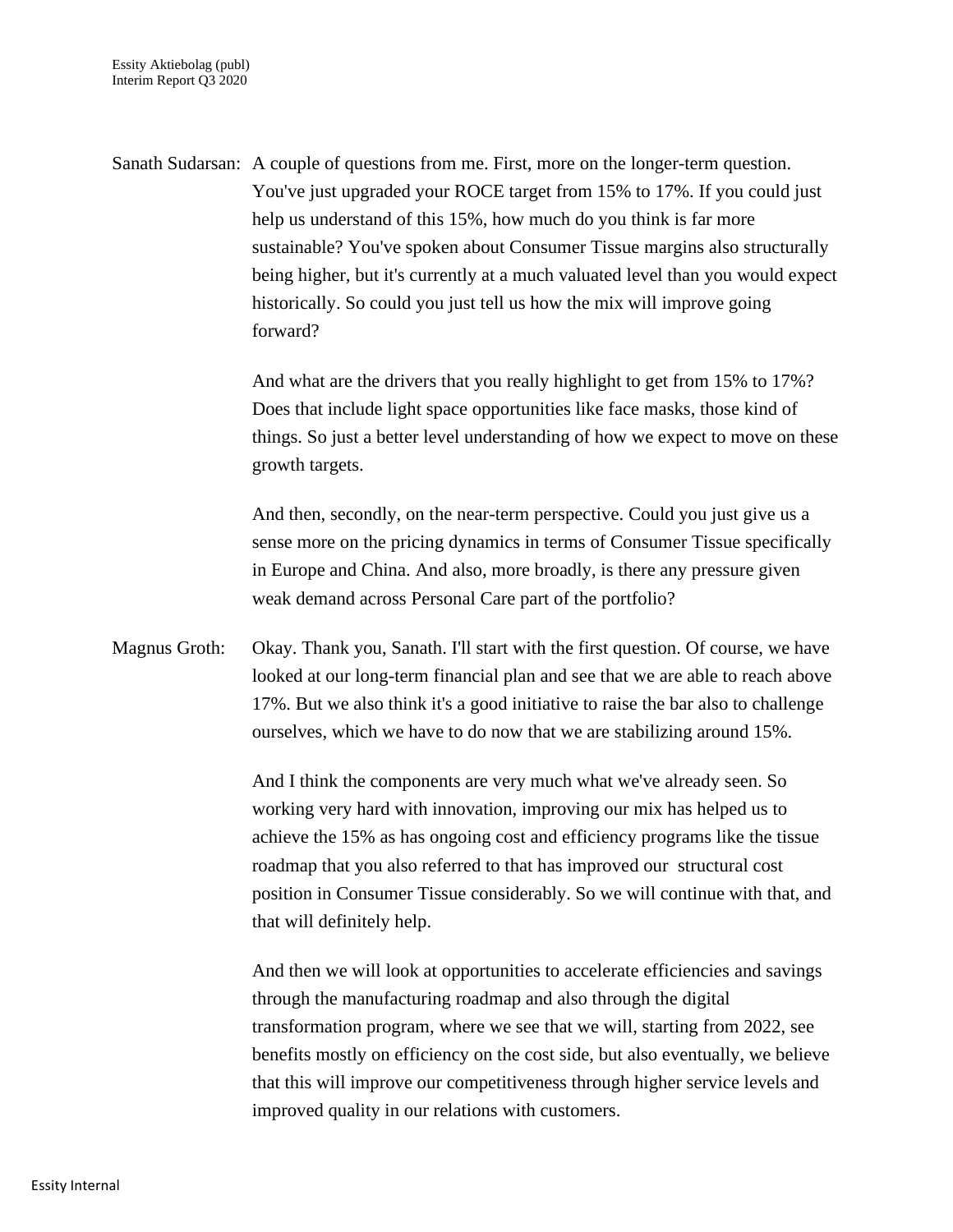Sanath Sudarsan: A couple of questions from me. First, more on the longer-term question. You've just upgraded your ROCE target from 15% to 17%. If you could just help us understand of this 15%, how much do you think is far more sustainable? You've spoken about Consumer Tissue margins also structurally being higher, but it's currently at a much valuated level than you would expect historically. So could you just tell us how the mix will improve going forward?

And what are the drivers that you really highlight to get from 15% to 17%? Does that include light space opportunities like face masks, those kind of things. So just a better level understanding of how we expect to move on these growth targets.

And then, secondly, on the near-term perspective. Could you just give us a sense more on the pricing dynamics in terms of Consumer Tissue specifically in Europe and China. And also, more broadly, is there any pressure given weak demand across Personal Care part of the portfolio?

Magnus Groth: Okay. Thank you, Sanath. I'll start with the first question. Of course, we have looked at our long-term financial plan and see that we are able to reach above 17%. But we also think it's a good initiative to raise the bar also to challenge ourselves, which we have to do now that we are stabilizing around 15%.

And I think the components are very much what we've already seen. So working very hard with innovation, improving our mix has helped us to achieve the 15% as has ongoing cost and efficiency programs like the tissue roadmap that you also referred to that has improved our structural cost position in Consumer Tissue considerably. So we will continue with that, and that will definitely help.

And then we will look at opportunities to accelerate efficiencies and savings through the manufacturing roadmap and also through the digital transformation program, where we see that we will, starting from 2022, see benefits mostly on efficiency on the cost side, but also eventually, we believe that this will improve our competitiveness through higher service levels and improved quality in our relations with customers.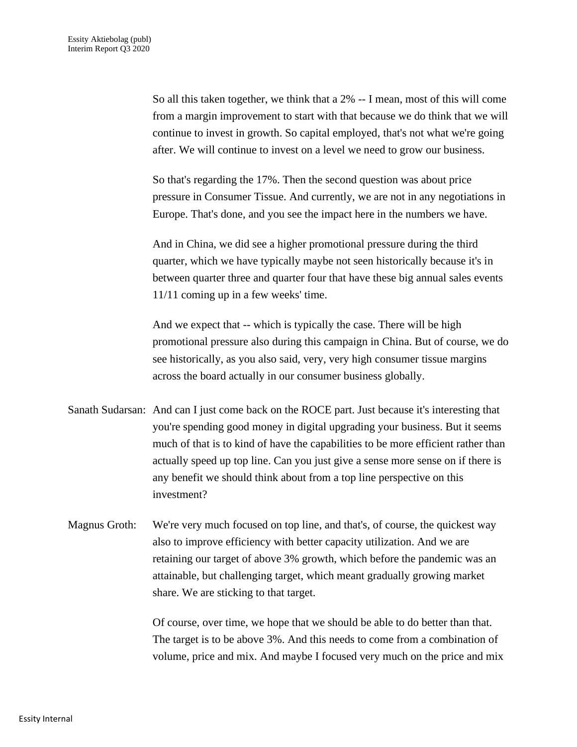So all this taken together, we think that a 2% -- I mean, most of this will come from a margin improvement to start with that because we do think that we will continue to invest in growth. So capital employed, that's not what we're going after. We will continue to invest on a level we need to grow our business.

So that's regarding the 17%. Then the second question was about price pressure in Consumer Tissue. And currently, we are not in any negotiations in Europe. That's done, and you see the impact here in the numbers we have.

And in China, we did see a higher promotional pressure during the third quarter, which we have typically maybe not seen historically because it's in between quarter three and quarter four that have these big annual sales events 11/11 coming up in a few weeks' time.

And we expect that -- which is typically the case. There will be high promotional pressure also during this campaign in China. But of course, we do see historically, as you also said, very, very high consumer tissue margins across the board actually in our consumer business globally.

Sanath Sudarsan: And can I just come back on the ROCE part. Just because it's interesting that you're spending good money in digital upgrading your business. But it seems much of that is to kind of have the capabilities to be more efficient rather than actually speed up top line. Can you just give a sense more sense on if there is any benefit we should think about from a top line perspective on this investment?

Magnus Groth: We're very much focused on top line, and that's, of course, the quickest way also to improve efficiency with better capacity utilization. And we are retaining our target of above 3% growth, which before the pandemic was an attainable, but challenging target, which meant gradually growing market share. We are sticking to that target.

Of course, over time, we hope that we should be able to do better than that. The target is to be above 3%. And this needs to come from a combination of volume, price and mix. And maybe I focused very much on the price and mix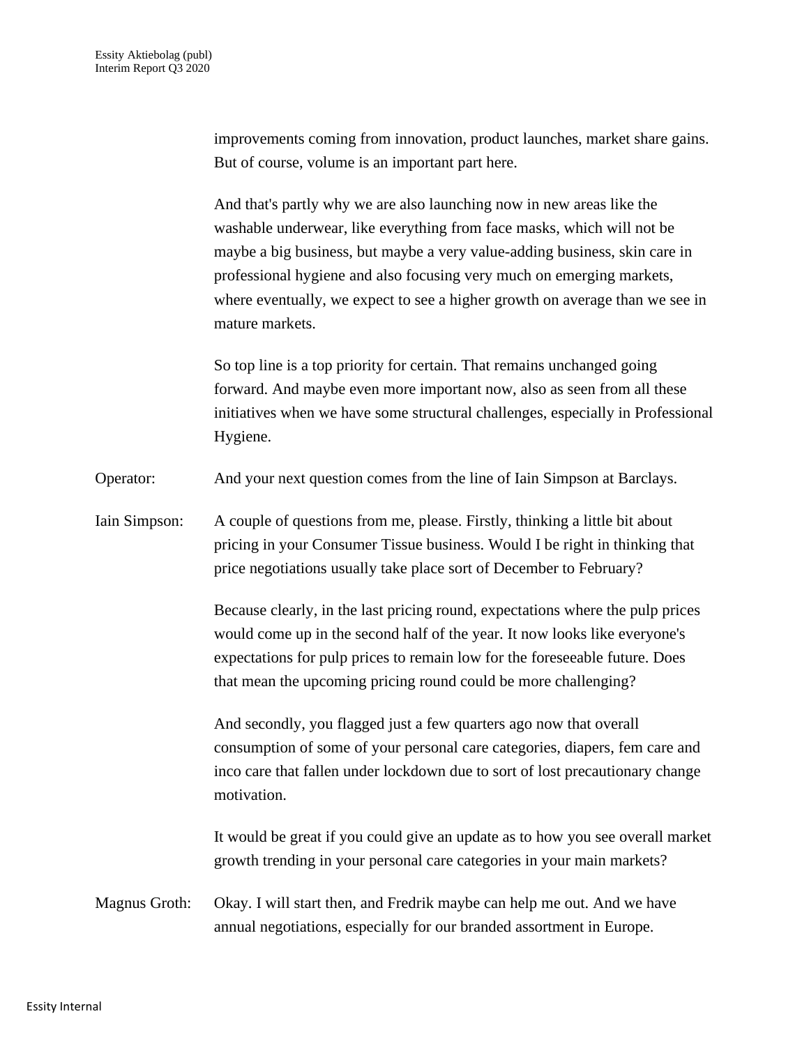improvements coming from innovation, product launches, market share gains. But of course, volume is an important part here.

And that's partly why we are also launching now in new areas like the washable underwear, like everything from face masks, which will not be maybe a big business, but maybe a very value-adding business, skin care in professional hygiene and also focusing very much on emerging markets, where eventually, we expect to see a higher growth on average than we see in mature markets.

So top line is a top priority for certain. That remains unchanged going forward. And maybe even more important now, also as seen from all these initiatives when we have some structural challenges, especially in Professional Hygiene.

Operator: And your next question comes from the line of Iain Simpson at Barclays.

Iain Simpson: A couple of questions from me, please. Firstly, thinking a little bit about pricing in your Consumer Tissue business. Would I be right in thinking that price negotiations usually take place sort of December to February?

Because clearly, in the last pricing round, expectations where the pulp prices would come up in the second half of the year. It now looks like everyone's expectations for pulp prices to remain low for the foreseeable future. Does that mean the upcoming pricing round could be more challenging?

And secondly, you flagged just a few quarters ago now that overall consumption of some of your personal care categories, diapers, fem care and inco care that fallen under lockdown due to sort of lost precautionary change motivation.

It would be great if you could give an update as to how you see overall market growth trending in your personal care categories in your main markets?

Magnus Groth: Okay. I will start then, and Fredrik maybe can help me out. And we have annual negotiations, especially for our branded assortment in Europe.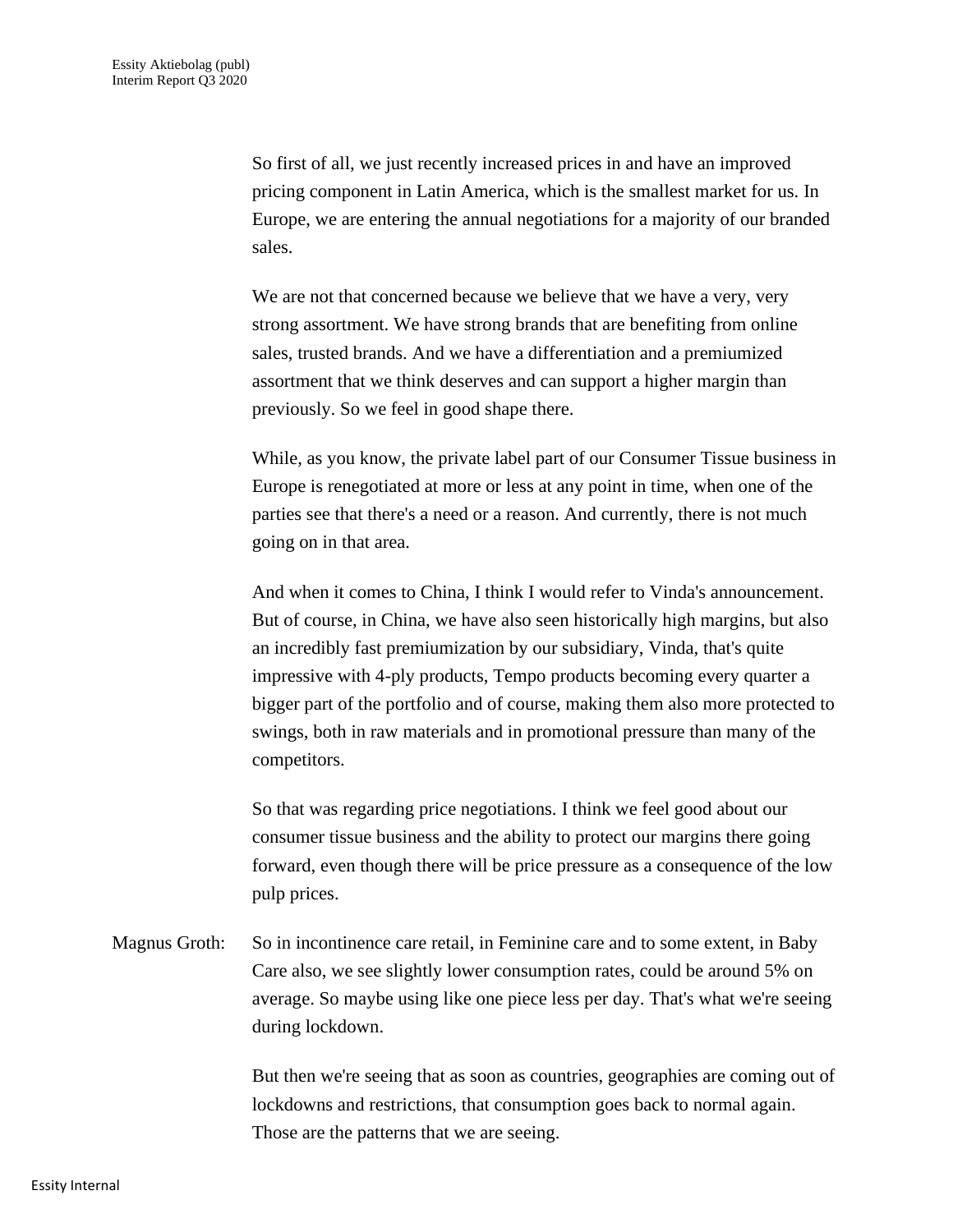So first of all, we just recently increased prices in and have an improved pricing component in Latin America, which is the smallest market for us. In Europe, we are entering the annual negotiations for a majority of our branded sales.

We are not that concerned because we believe that we have a very, very strong assortment. We have strong brands that are benefiting from online sales, trusted brands. And we have a differentiation and a premiumized assortment that we think deserves and can support a higher margin than previously. So we feel in good shape there.

While, as you know, the private label part of our Consumer Tissue business in Europe is renegotiated at more or less at any point in time, when one of the parties see that there's a need or a reason. And currently, there is not much going on in that area.

And when it comes to China, I think I would refer to Vinda's announcement. But of course, in China, we have also seen historically high margins, but also an incredibly fast premiumization by our subsidiary, Vinda, that's quite impressive with 4-ply products, Tempo products becoming every quarter a bigger part of the portfolio and of course, making them also more protected to swings, both in raw materials and in promotional pressure than many of the competitors.

So that was regarding price negotiations. I think we feel good about our consumer tissue business and the ability to protect our margins there going forward, even though there will be price pressure as a consequence of the low pulp prices.

Magnus Groth: So in incontinence care retail, in Feminine care and to some extent, in Baby Care also, we see slightly lower consumption rates, could be around 5% on average. So maybe using like one piece less per day. That's what we're seeing during lockdown.

But then we're seeing that as soon as countries, geographies are coming out of lockdowns and restrictions, that consumption goes back to normal again. Those are the patterns that we are seeing.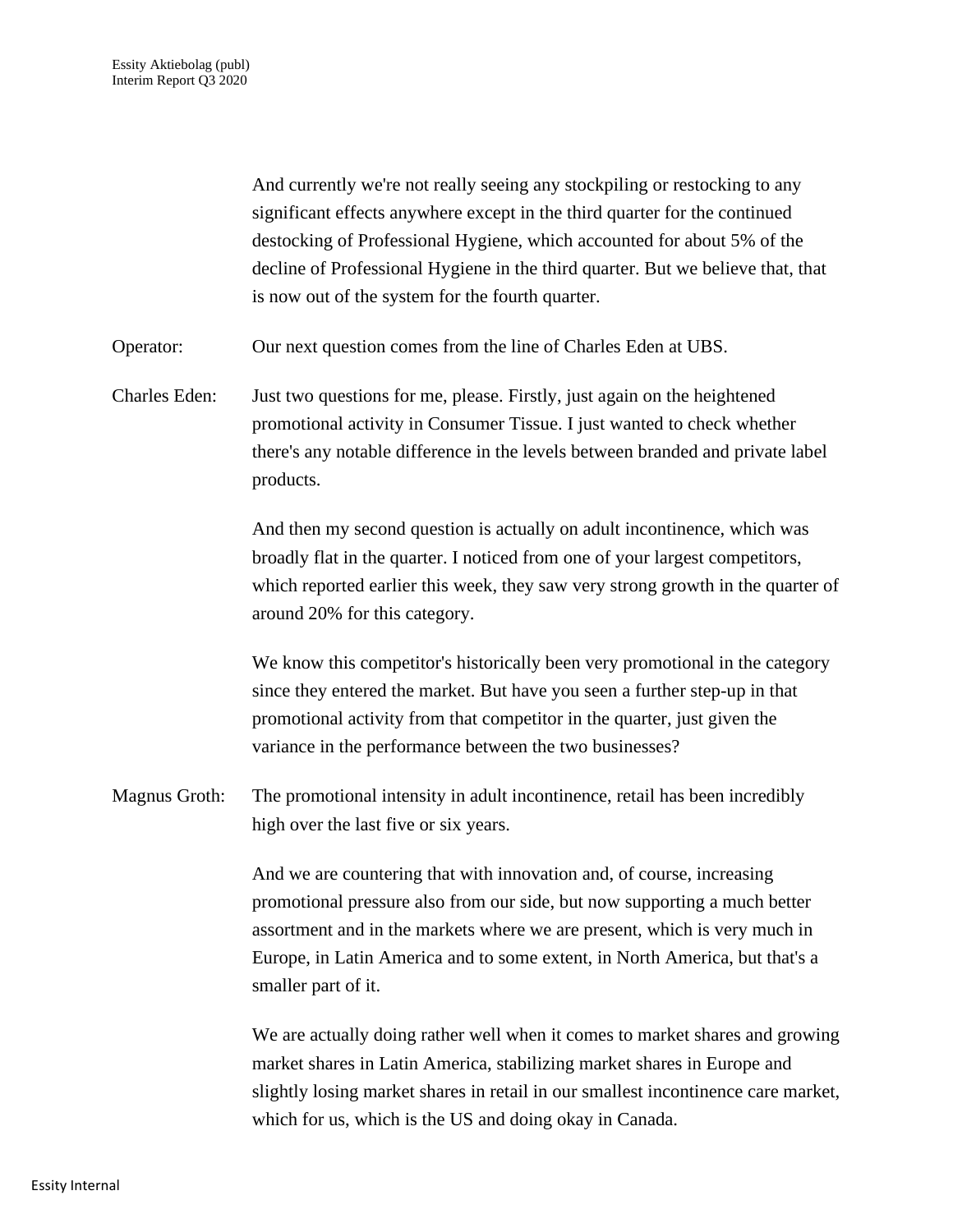And currently we're not really seeing any stockpiling or restocking to any significant effects anywhere except in the third quarter for the continued destocking of Professional Hygiene, which accounted for about 5% of the decline of Professional Hygiene in the third quarter. But we believe that, that is now out of the system for the fourth quarter.

Operator: Our next question comes from the line of Charles Eden at UBS.

Charles Eden: Just two questions for me, please. Firstly, just again on the heightened promotional activity in Consumer Tissue. I just wanted to check whether there's any notable difference in the levels between branded and private label products.

And then my second question is actually on adult incontinence, which was broadly flat in the quarter. I noticed from one of your largest competitors, which reported earlier this week, they saw very strong growth in the quarter of around 20% for this category.

We know this competitor's historically been very promotional in the category since they entered the market. But have you seen a further step-up in that promotional activity from that competitor in the quarter, just given the variance in the performance between the two businesses?

Magnus Groth: The promotional intensity in adult incontinence, retail has been incredibly high over the last five or six years.

And we are countering that with innovation and, of course, increasing promotional pressure also from our side, but now supporting a much better assortment and in the markets where we are present, which is very much in Europe, in Latin America and to some extent, in North America, but that's a smaller part of it.

We are actually doing rather well when it comes to market shares and growing market shares in Latin America, stabilizing market shares in Europe and slightly losing market shares in retail in our smallest incontinence care market, which for us, which is the US and doing okay in Canada.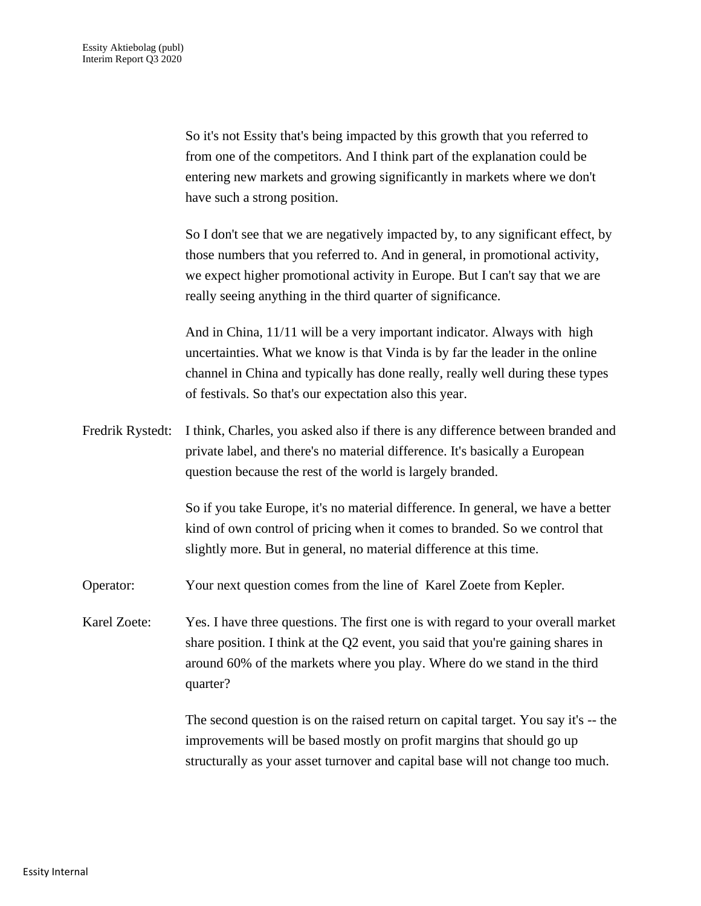So it's not Essity that's being impacted by this growth that you referred to from one of the competitors. And I think part of the explanation could be entering new markets and growing significantly in markets where we don't have such a strong position.

So I don't see that we are negatively impacted by, to any significant effect, by those numbers that you referred to. And in general, in promotional activity, we expect higher promotional activity in Europe. But I can't say that we are really seeing anything in the third quarter of significance.

And in China, 11/11 will be a very important indicator. Always with high uncertainties. What we know is that Vinda is by far the leader in the online channel in China and typically has done really, really well during these types of festivals. So that's our expectation also this year.

Fredrik Rystedt: I think, Charles, you asked also if there is any difference between branded and private label, and there's no material difference. It's basically a European question because the rest of the world is largely branded.

So if you take Europe, it's no material difference. In general, we have a better kind of own control of pricing when it comes to branded. So we control that slightly more. But in general, no material difference at this time.

Operator: Your next question comes from the line of Karel Zoete from Kepler.

Karel Zoete: Yes. I have three questions. The first one is with regard to your overall market share position. I think at the Q2 event, you said that you're gaining shares in around 60% of the markets where you play. Where do we stand in the third quarter?

The second question is on the raised return on capital target. You say it's -- the improvements will be based mostly on profit margins that should go up structurally as your asset turnover and capital base will not change too much.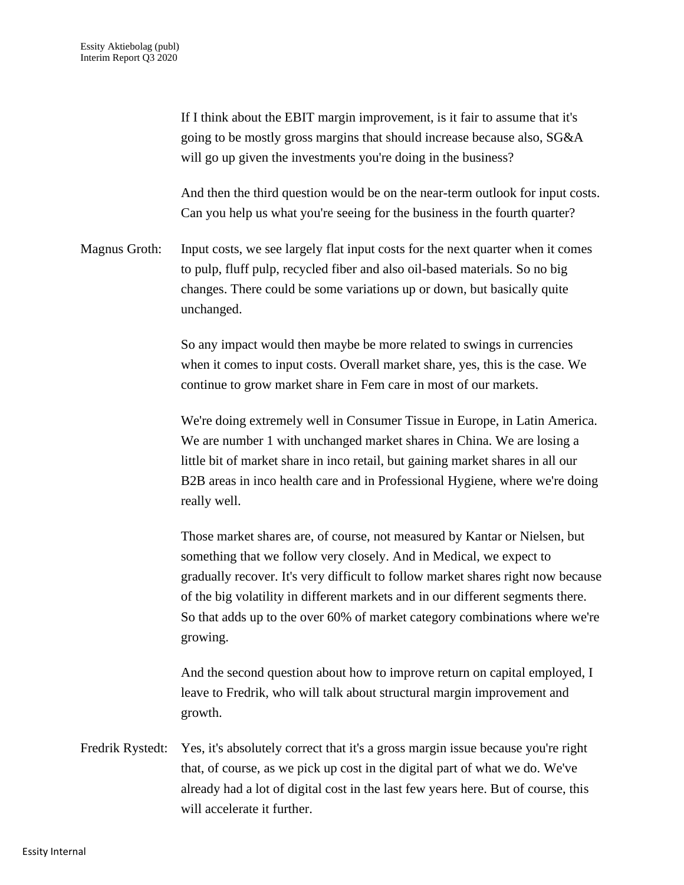If I think about the EBIT margin improvement, is it fair to assume that it's going to be mostly gross margins that should increase because also, SG&A will go up given the investments you're doing in the business?

And then the third question would be on the near-term outlook for input costs. Can you help us what you're seeing for the business in the fourth quarter?

Magnus Groth: Input costs, we see largely flat input costs for the next quarter when it comes to pulp, fluff pulp, recycled fiber and also oil-based materials. So no big changes. There could be some variations up or down, but basically quite unchanged.

So any impact would then maybe be more related to swings in currencies when it comes to input costs. Overall market share, yes, this is the case. We continue to grow market share in Fem care in most of our markets.

We're doing extremely well in Consumer Tissue in Europe, in Latin America. We are number 1 with unchanged market shares in China. We are losing a little bit of market share in inco retail, but gaining market shares in all our B2B areas in inco health care and in Professional Hygiene, where we're doing really well.

Those market shares are, of course, not measured by Kantar or Nielsen, but something that we follow very closely. And in Medical, we expect to gradually recover. It's very difficult to follow market shares right now because of the big volatility in different markets and in our different segments there. So that adds up to the over 60% of market category combinations where we're growing.

And the second question about how to improve return on capital employed, I leave to Fredrik, who will talk about structural margin improvement and growth.

Fredrik Rystedt: Yes, it's absolutely correct that it's a gross margin issue because you're right that, of course, as we pick up cost in the digital part of what we do. We've already had a lot of digital cost in the last few years here. But of course, this will accelerate it further.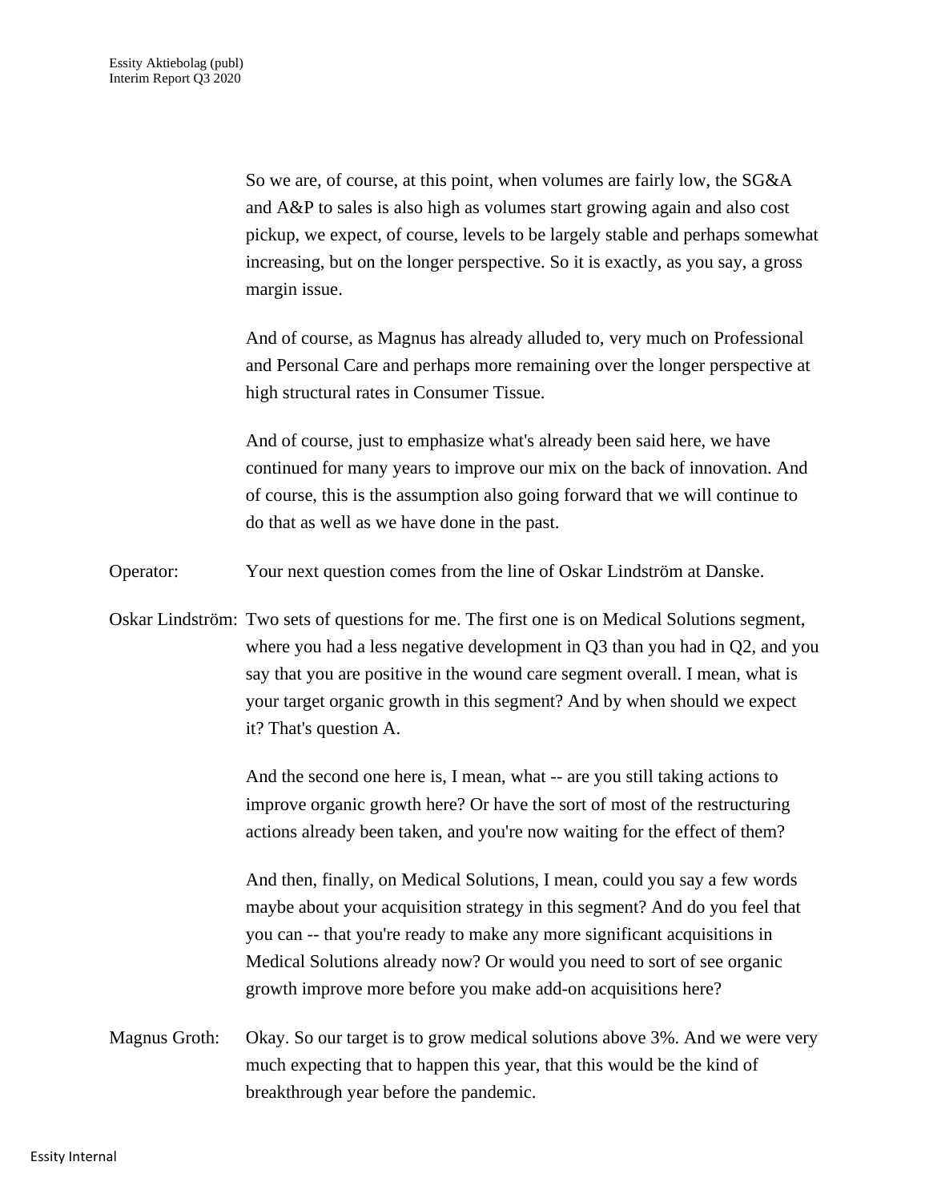So we are, of course, at this point, when volumes are fairly low, the SG&A and A&P to sales is also high as volumes start growing again and also cost pickup, we expect, of course, levels to be largely stable and perhaps somewhat increasing, but on the longer perspective. So it is exactly, as you say, a gross margin issue.

And of course, as Magnus has already alluded to, very much on Professional and Personal Care and perhaps more remaining over the longer perspective at high structural rates in Consumer Tissue.

And of course, just to emphasize what's already been said here, we have continued for many years to improve our mix on the back of innovation. And of course, this is the assumption also going forward that we will continue to do that as well as we have done in the past.

Operator: Your next question comes from the line of Oskar Lindström at Danske.

Oskar Lindström: Two sets of questions for me. The first one is on Medical Solutions segment, where you had a less negative development in Q3 than you had in Q2, and you say that you are positive in the wound care segment overall. I mean, what is your target organic growth in this segment? And by when should we expect it? That's question A.

And the second one here is, I mean, what -- are you still taking actions to improve organic growth here? Or have the sort of most of the restructuring actions already been taken, and you're now waiting for the effect of them?

And then, finally, on Medical Solutions, I mean, could you say a few words maybe about your acquisition strategy in this segment? And do you feel that you can -- that you're ready to make any more significant acquisitions in Medical Solutions already now? Or would you need to sort of see organic growth improve more before you make add-on acquisitions here?

Magnus Groth: Okay. So our target is to grow medical solutions above 3%. And we were very much expecting that to happen this year, that this would be the kind of breakthrough year before the pandemic.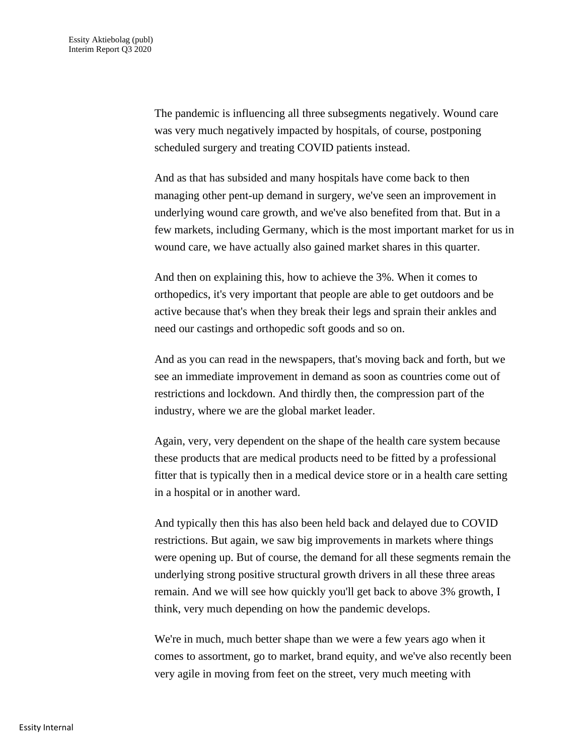The pandemic is influencing all three subsegments negatively. Wound care was very much negatively impacted by hospitals, of course, postponing scheduled surgery and treating COVID patients instead.

And as that has subsided and many hospitals have come back to then managing other pent-up demand in surgery, we've seen an improvement in underlying wound care growth, and we've also benefited from that. But in a few markets, including Germany, which is the most important market for us in wound care, we have actually also gained market shares in this quarter.

And then on explaining this, how to achieve the 3%. When it comes to orthopedics, it's very important that people are able to get outdoors and be active because that's when they break their legs and sprain their ankles and need our castings and orthopedic soft goods and so on.

And as you can read in the newspapers, that's moving back and forth, but we see an immediate improvement in demand as soon as countries come out of restrictions and lockdown. And thirdly then, the compression part of the industry, where we are the global market leader.

Again, very, very dependent on the shape of the health care system because these products that are medical products need to be fitted by a professional fitter that is typically then in a medical device store or in a health care setting in a hospital or in another ward.

And typically then this has also been held back and delayed due to COVID restrictions. But again, we saw big improvements in markets where things were opening up. But of course, the demand for all these segments remain the underlying strong positive structural growth drivers in all these three areas remain. And we will see how quickly you'll get back to above 3% growth, I think, very much depending on how the pandemic develops.

We're in much, much better shape than we were a few years ago when it comes to assortment, go to market, brand equity, and we've also recently been very agile in moving from feet on the street, very much meeting with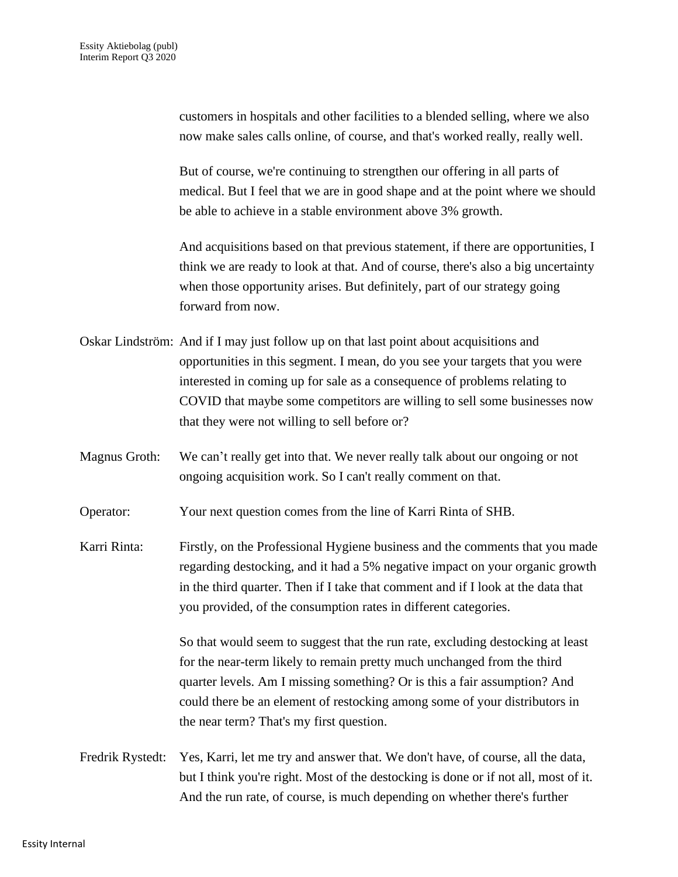customers in hospitals and other facilities to a blended selling, where we also now make sales calls online, of course, and that's worked really, really well.

But of course, we're continuing to strengthen our offering in all parts of medical. But I feel that we are in good shape and at the point where we should be able to achieve in a stable environment above 3% growth.

And acquisitions based on that previous statement, if there are opportunities, I think we are ready to look at that. And of course, there's also a big uncertainty when those opportunity arises. But definitely, part of our strategy going forward from now.

Oskar Lindström: And if I may just follow up on that last point about acquisitions and opportunities in this segment. I mean, do you see your targets that you were interested in coming up for sale as a consequence of problems relating to COVID that maybe some competitors are willing to sell some businesses now that they were not willing to sell before or?

Magnus Groth: We can't really get into that. We never really talk about our ongoing or not ongoing acquisition work. So I can't really comment on that.

Operator: Your next question comes from the line of Karri Rinta of SHB.

Karri Rinta: Firstly, on the Professional Hygiene business and the comments that you made regarding destocking, and it had a 5% negative impact on your organic growth in the third quarter. Then if I take that comment and if I look at the data that you provided, of the consumption rates in different categories.

So that would seem to suggest that the run rate, excluding destocking at least for the near-term likely to remain pretty much unchanged from the third quarter levels. Am I missing something? Or is this a fair assumption? And could there be an element of restocking among some of your distributors in the near term? That's my first question.

Fredrik Rystedt: Yes, Karri, let me try and answer that. We don't have, of course, all the data, but I think you're right. Most of the destocking is done or if not all, most of it. And the run rate, of course, is much depending on whether there's further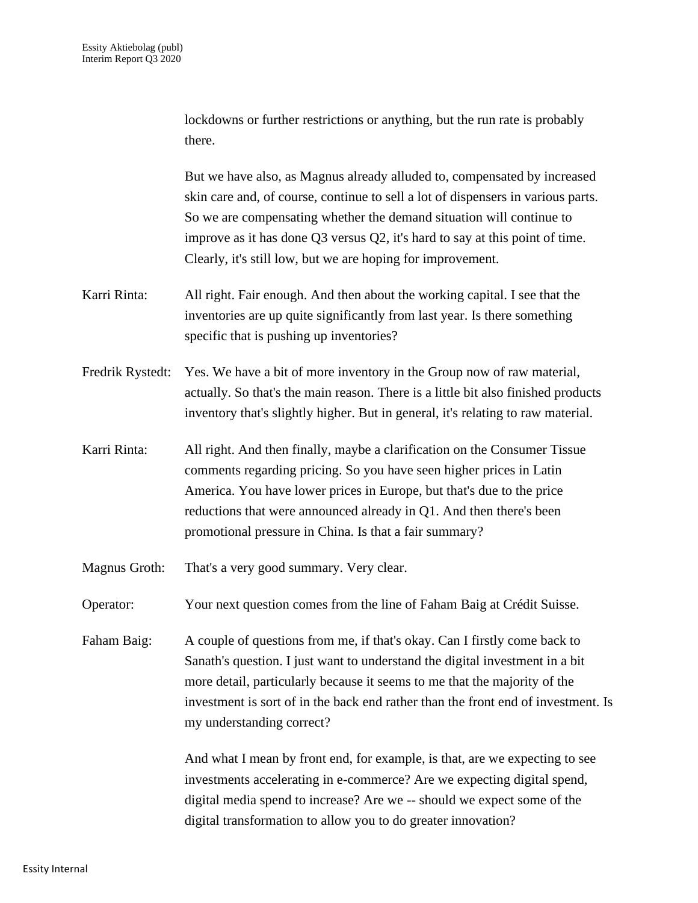lockdowns or further restrictions or anything, but the run rate is probably there.

But we have also, as Magnus already alluded to, compensated by increased skin care and, of course, continue to sell a lot of dispensers in various parts. So we are compensating whether the demand situation will continue to improve as it has done Q3 versus Q2, it's hard to say at this point of time. Clearly, it's still low, but we are hoping for improvement.

Karri Rinta: All right. Fair enough. And then about the working capital. I see that the inventories are up quite significantly from last year. Is there something specific that is pushing up inventories?

Fredrik Rystedt: Yes. We have a bit of more inventory in the Group now of raw material, actually. So that's the main reason. There is a little bit also finished products inventory that's slightly higher. But in general, it's relating to raw material.

Karri Rinta: All right. And then finally, maybe a clarification on the Consumer Tissue comments regarding pricing. So you have seen higher prices in Latin America. You have lower prices in Europe, but that's due to the price reductions that were announced already in Q1. And then there's been promotional pressure in China. Is that a fair summary?

Magnus Groth: That's a very good summary. Very clear.

Operator: Your next question comes from the line of Faham Baig at Crédit Suisse.

Faham Baig: A couple of questions from me, if that's okay. Can I firstly come back to Sanath's question. I just want to understand the digital investment in a bit more detail, particularly because it seems to me that the majority of the investment is sort of in the back end rather than the front end of investment. Is my understanding correct?

And what I mean by front end, for example, is that, are we expecting to see investments accelerating in e-commerce? Are we expecting digital spend, digital media spend to increase? Are we -- should we expect some of the digital transformation to allow you to do greater innovation?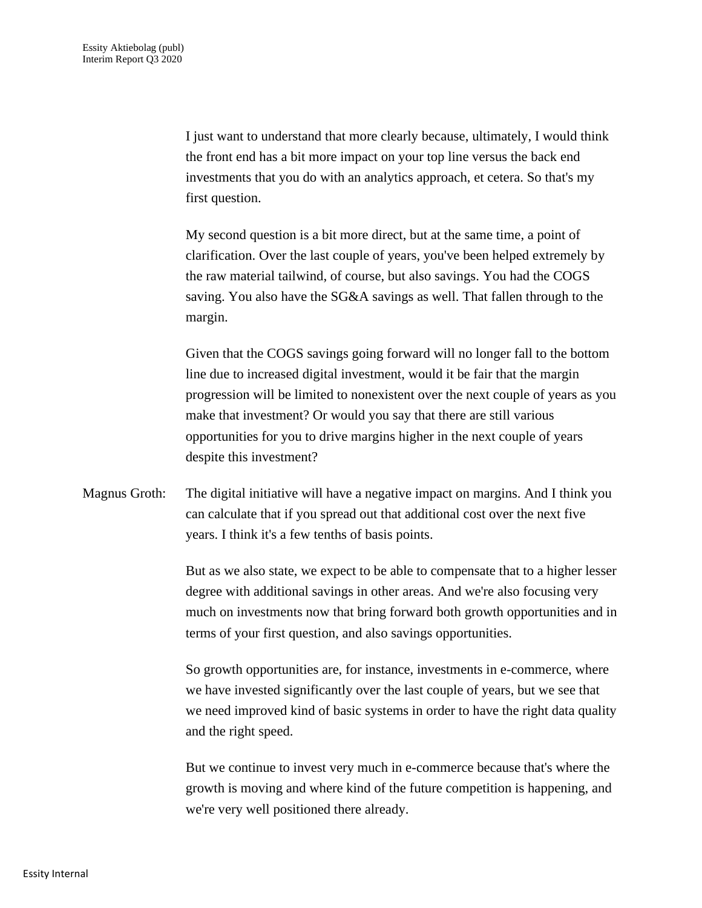I just want to understand that more clearly because, ultimately, I would think the front end has a bit more impact on your top line versus the back end investments that you do with an analytics approach, et cetera. So that's my first question.

My second question is a bit more direct, but at the same time, a point of clarification. Over the last couple of years, you've been helped extremely by the raw material tailwind, of course, but also savings. You had the COGS saving. You also have the SG&A savings as well. That fallen through to the margin.

Given that the COGS savings going forward will no longer fall to the bottom line due to increased digital investment, would it be fair that the margin progression will be limited to nonexistent over the next couple of years as you make that investment? Or would you say that there are still various opportunities for you to drive margins higher in the next couple of years despite this investment?

Magnus Groth: The digital initiative will have a negative impact on margins. And I think you can calculate that if you spread out that additional cost over the next five years. I think it's a few tenths of basis points.

But as we also state, we expect to be able to compensate that to a higher lesser degree with additional savings in other areas. And we're also focusing very much on investments now that bring forward both growth opportunities and in terms of your first question, and also savings opportunities.

So growth opportunities are, for instance, investments in e-commerce, where we have invested significantly over the last couple of years, but we see that we need improved kind of basic systems in order to have the right data quality and the right speed.

But we continue to invest very much in e-commerce because that's where the growth is moving and where kind of the future competition is happening, and we're very well positioned there already.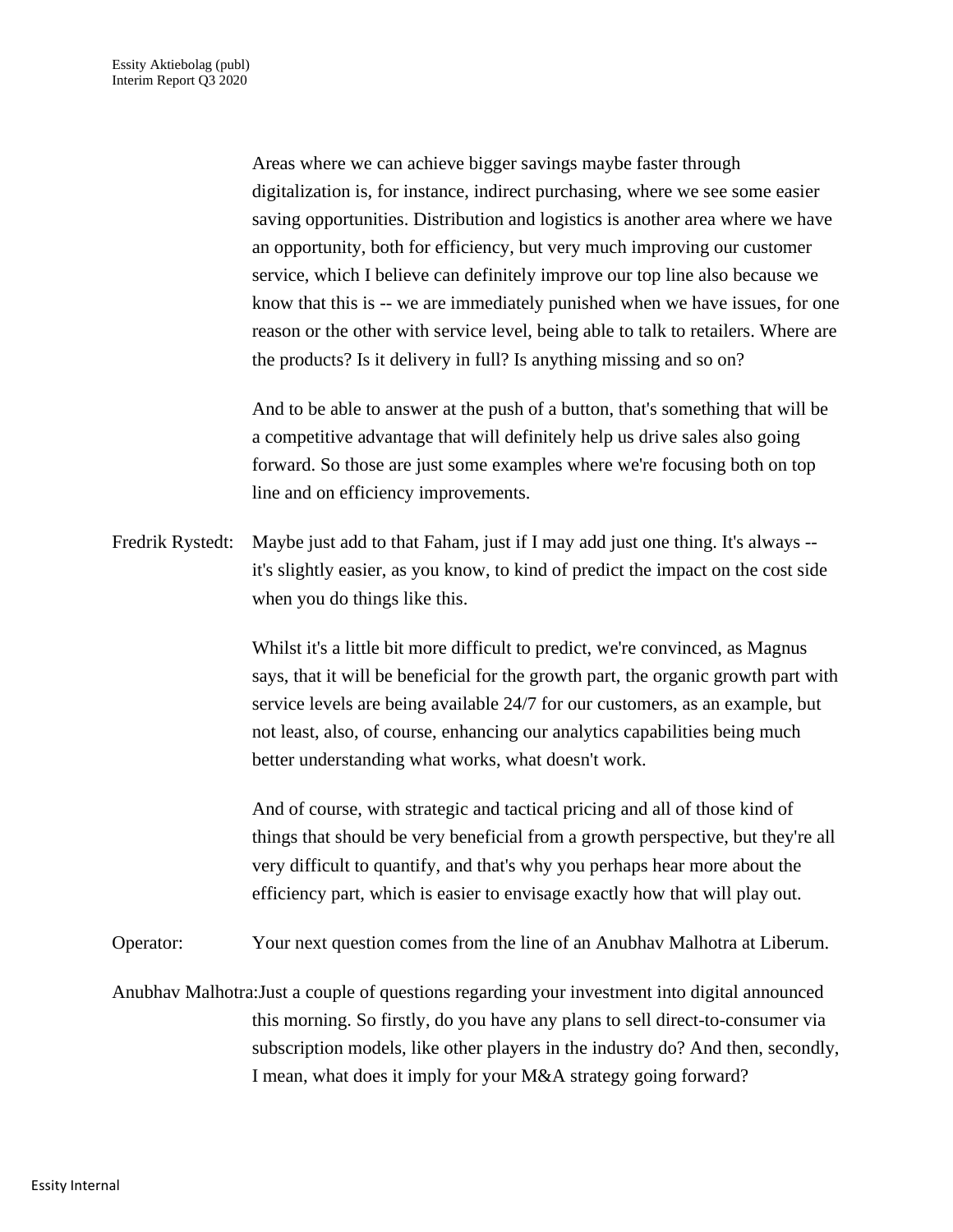Areas where we can achieve bigger savings maybe faster through digitalization is, for instance, indirect purchasing, where we see some easier saving opportunities. Distribution and logistics is another area where we have an opportunity, both for efficiency, but very much improving our customer service, which I believe can definitely improve our top line also because we know that this is -- we are immediately punished when we have issues, for one reason or the other with service level, being able to talk to retailers. Where are the products? Is it delivery in full? Is anything missing and so on?

And to be able to answer at the push of a button, that's something that will be a competitive advantage that will definitely help us drive sales also going forward. So those are just some examples where we're focusing both on top line and on efficiency improvements.

Fredrik Rystedt: Maybe just add to that Faham, just if I may add just one thing. It's always -- it's slightly easier, as you know, to kind of predict the impact on the cost side when you do things like this.

Whilst it's a little bit more difficult to predict, we're convinced, as Magnus says, that it will be beneficial for the growth part, the organic growth part with service levels are being available 24/7 for our customers, as an example, but not least, also, of course, enhancing our analytics capabilities being much better understanding what works, what doesn't work.

And of course, with strategic and tactical pricing and all of those kind of things that should be very beneficial from a growth perspective, but they're all very difficult to quantify, and that's why you perhaps hear more about the efficiency part, which is easier to envisage exactly how that will play out.

Operator: Your next question comes from the line of an Anubhav Malhotra at Liberum.

Anubhav Malhotra: Just a couple of questions regarding your investment into digital announced this morning. So firstly, do you have any plans to sell direct-to-consumer via subscription models, like other players in the industry do? And then, secondly, I mean, what does it imply for your M&A strategy going forward?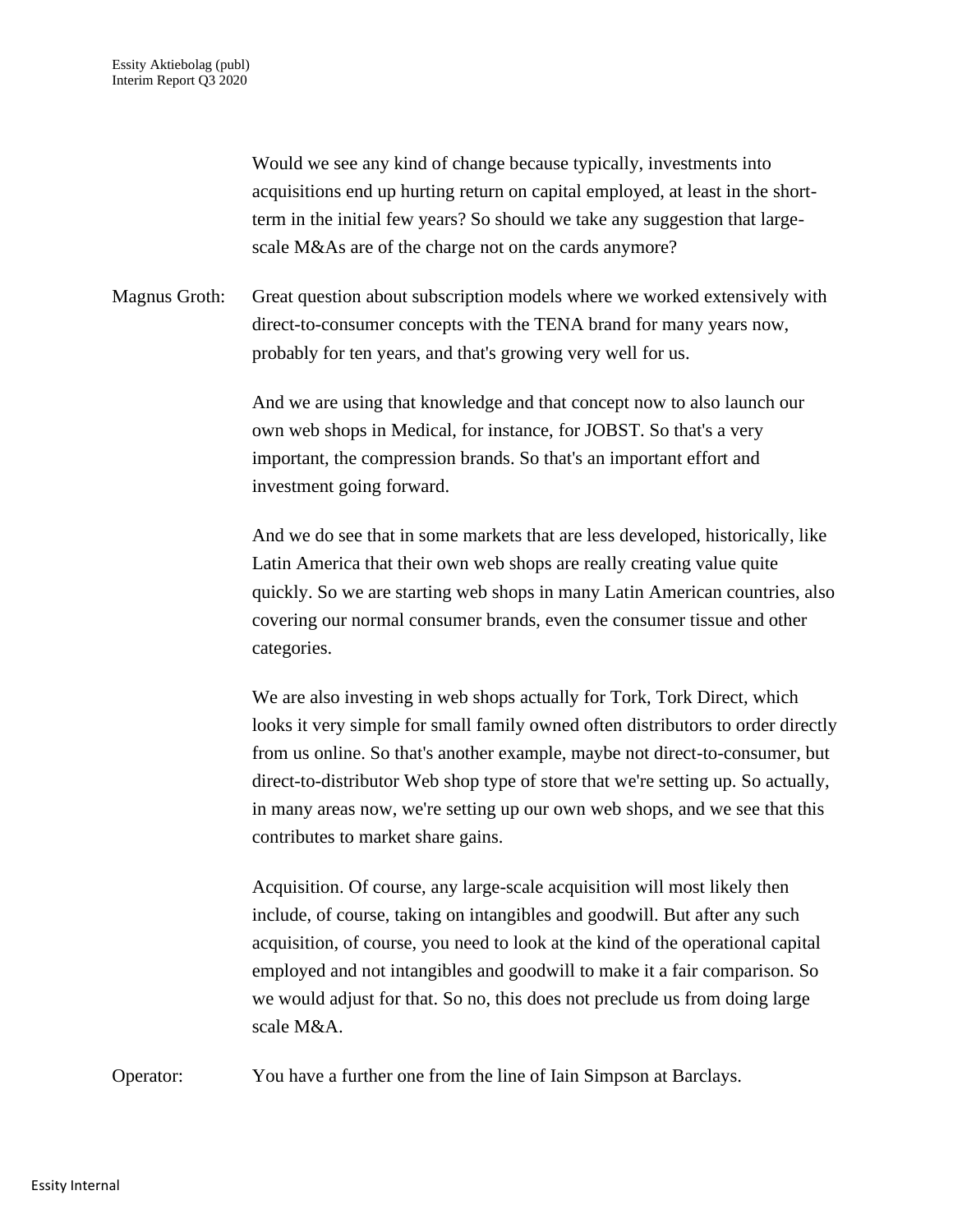Would we see any kind of change because typically, investments into acquisitions end up hurting return on capital employed, at least in the short-term in the initial few years? So should we take any suggestion that large-scale M&As are of the charge not on the cards anymore?

Magnus Groth: Great question about subscription models where we worked extensively with direct-to-consumer concepts with the TENA brand for many years now, probably for ten years, and that's growing very well for us.

And we are using that knowledge and that concept now to also launch our own web shops in Medical, for instance, for JOBST. So that's a very important, the compression brands. So that's an important effort and investment going forward.

And we do see that in some markets that are less developed, historically, like Latin America that their own web shops are really creating value quite quickly. So we are starting web shops in many Latin American countries, also covering our normal consumer brands, even the consumer tissue and other categories.

We are also investing in web shops actually for Tork, Tork Direct, which looks it very simple for small family owned often distributors to order directly from us online. So that's another example, maybe not direct-to-consumer, but direct-to-distributor Web shop type of store that we're setting up. So actually, in many areas now, we're setting up our own web shops, and we see that this contributes to market share gains.

Acquisition. Of course, any large-scale acquisition will most likely then include, of course, taking on intangibles and goodwill. But after any such acquisition, of course, you need to look at the kind of the operational capital employed and not intangibles and goodwill to make it a fair comparison. So we would adjust for that. So no, this does not preclude us from doing large scale M&A.

Operator: You have a further one from the line of Iain Simpson at Barclays.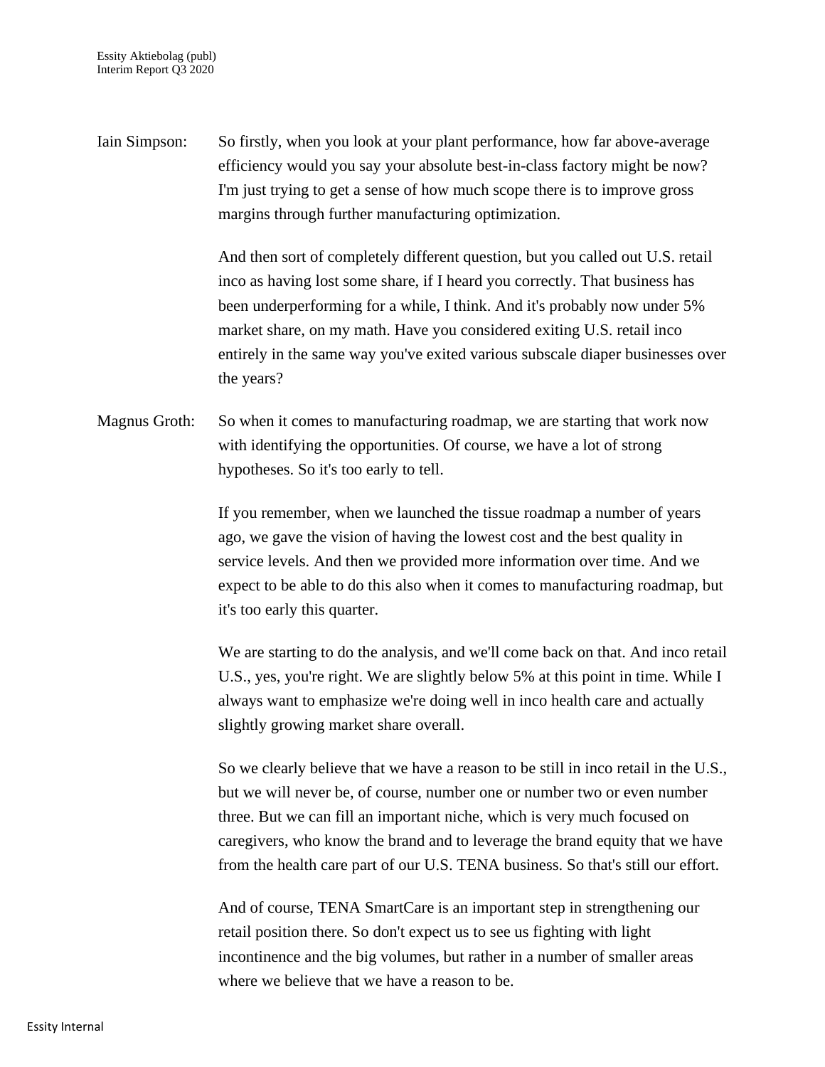**Iain Simpson:** So firstly, when you look at your plant performance, how far above-average efficiency would you say your absolute best-in-class factory might be now? I'm just trying to get a sense of how much scope there is to improve gross margins through further manufacturing optimization.

And then sort of completely different question, but you called out U.S. retail inco as having lost some share, if I heard you correctly. That business has been underperforming for a while, I think. And it's probably now under 5% market share, on my math. Have you considered exiting U.S. retail inco entirely in the same way you've exited various subscale diaper businesses over the years?

**Magnus Groth:** So when it comes to manufacturing roadmap, we are starting that work now with identifying the opportunities. Of course, we have a lot of strong hypotheses. So it's too early to tell.

If you remember, when we launched the tissue roadmap a number of years ago, we gave the vision of having the lowest cost and the best quality in service levels. And then we provided more information over time. And we expect to be able to do this also when it comes to manufacturing roadmap, but it's too early this quarter.

We are starting to do the analysis, and we'll come back on that. And inco retail U.S., yes, you're right. We are slightly below 5% at this point in time. While I always want to emphasize we're doing well in inco health care and actually slightly growing market share overall.

So we clearly believe that we have a reason to be still in inco retail in the U.S., but we will never be, of course, number one or number two or even number three. But we can fill an important niche, which is very much focused on caregivers, who know the brand and to leverage the brand equity that we have from the health care part of our U.S. TENA business. So that's still our effort.

And of course, TENA SmartCare is an important step in strengthening our retail position there. So don't expect us to see us fighting with light incontinence and the big volumes, but rather in a number of smaller areas where we believe that we have a reason to be.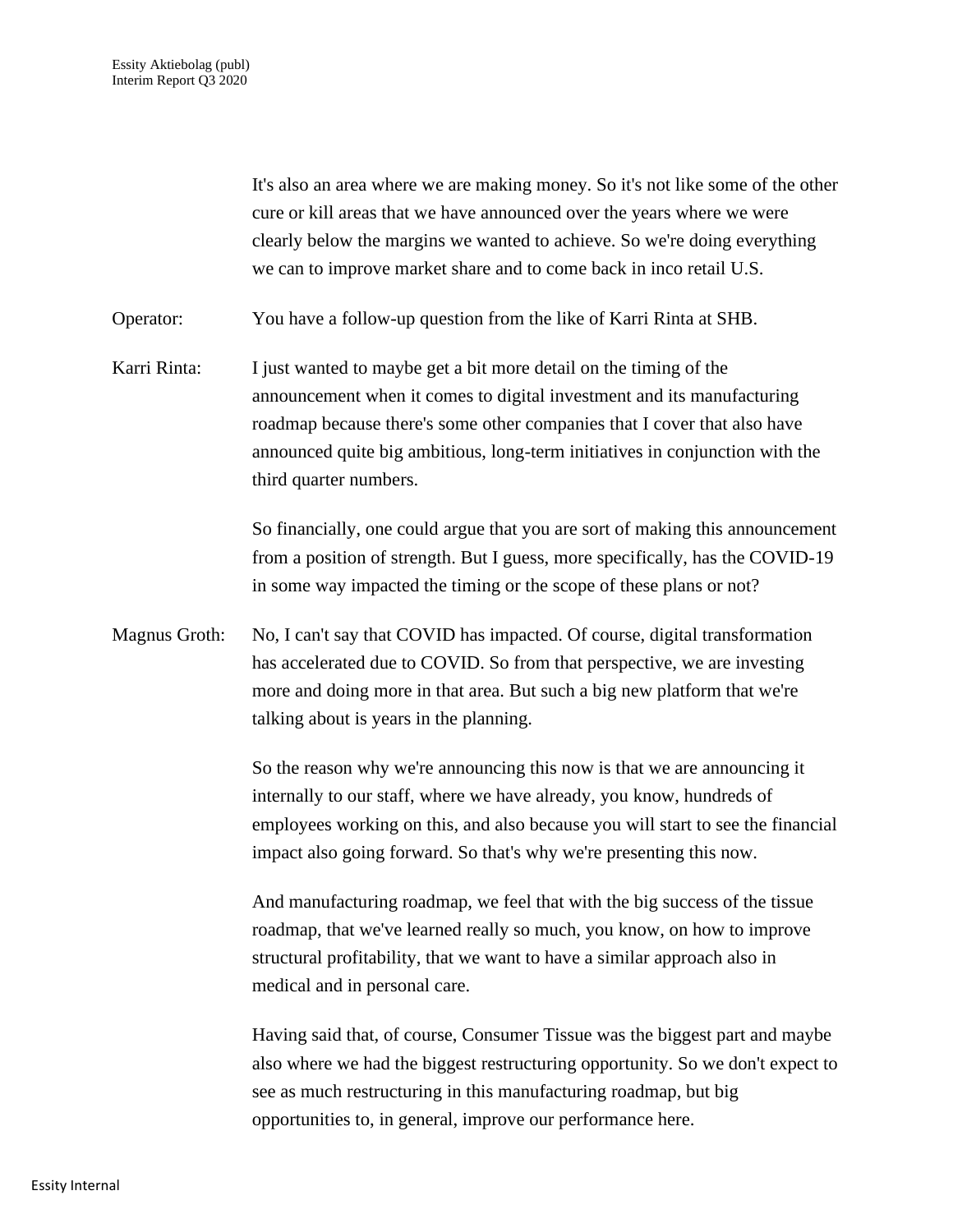It's also an area where we are making money. So it's not like some of the other cure or kill areas that we have announced over the years where we were clearly below the margins we wanted to achieve. So we're doing everything we can to improve market share and to come back in inco retail U.S.

Operator: You have a follow-up question from the like of Karri Rinta at SHB.

Karri Rinta: I just wanted to maybe get a bit more detail on the timing of the announcement when it comes to digital investment and its manufacturing roadmap because there's some other companies that I cover that also have announced quite big ambitious, long-term initiatives in conjunction with the third quarter numbers.

So financially, one could argue that you are sort of making this announcement from a position of strength. But I guess, more specifically, has the COVID-19 in some way impacted the timing or the scope of these plans or not?

Magnus Groth: No, I can't say that COVID has impacted. Of course, digital transformation has accelerated due to COVID. So from that perspective, we are investing more and doing more in that area. But such a big new platform that we're talking about is years in the planning.

So the reason why we're announcing this now is that we are announcing it internally to our staff, where we have already, you know, hundreds of employees working on this, and also because you will start to see the financial impact also going forward. So that's why we're presenting this now.

And manufacturing roadmap, we feel that with the big success of the tissue roadmap, that we've learned really so much, you know, on how to improve structural profitability, that we want to have a similar approach also in medical and in personal care.

Having said that, of course, Consumer Tissue was the biggest part and maybe also where we had the biggest restructuring opportunity. So we don't expect to see as much restructuring in this manufacturing roadmap, but big opportunities to, in general, improve our performance here.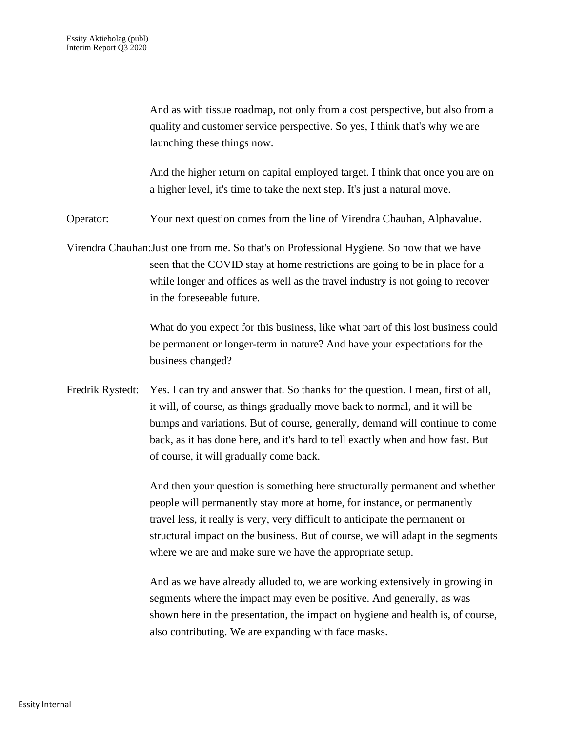And as with tissue roadmap, not only from a cost perspective, but also from a quality and customer service perspective. So yes, I think that's why we are launching these things now.

And the higher return on capital employed target. I think that once you are on a higher level, it's time to take the next step. It's just a natural move.

Operator: Your next question comes from the line of Virendra Chauhan, Alphavalue.

Virendra Chauhan: Just one from me. So that's on Professional Hygiene. So now that we have seen that the COVID stay at home restrictions are going to be in place for a while longer and offices as well as the travel industry is not going to recover in the foreseeable future.

What do you expect for this business, like what part of this lost business could be permanent or longer-term in nature? And have your expectations for the business changed?

Fredrik Rystedt: Yes. I can try and answer that. So thanks for the question. I mean, first of all, it will, of course, as things gradually move back to normal, and it will be bumps and variations. But of course, generally, demand will continue to come back, as it has done here, and it's hard to tell exactly when and how fast. But of course, it will gradually come back.

And then your question is something here structurally permanent and whether people will permanently stay more at home, for instance, or permanently travel less, it really is very, very difficult to anticipate the permanent or structural impact on the business. But of course, we will adapt in the segments where we are and make sure we have the appropriate setup.

And as we have already alluded to, we are working extensively in growing in segments where the impact may even be positive. And generally, as was shown here in the presentation, the impact on hygiene and health is, of course, also contributing. We are expanding with face masks.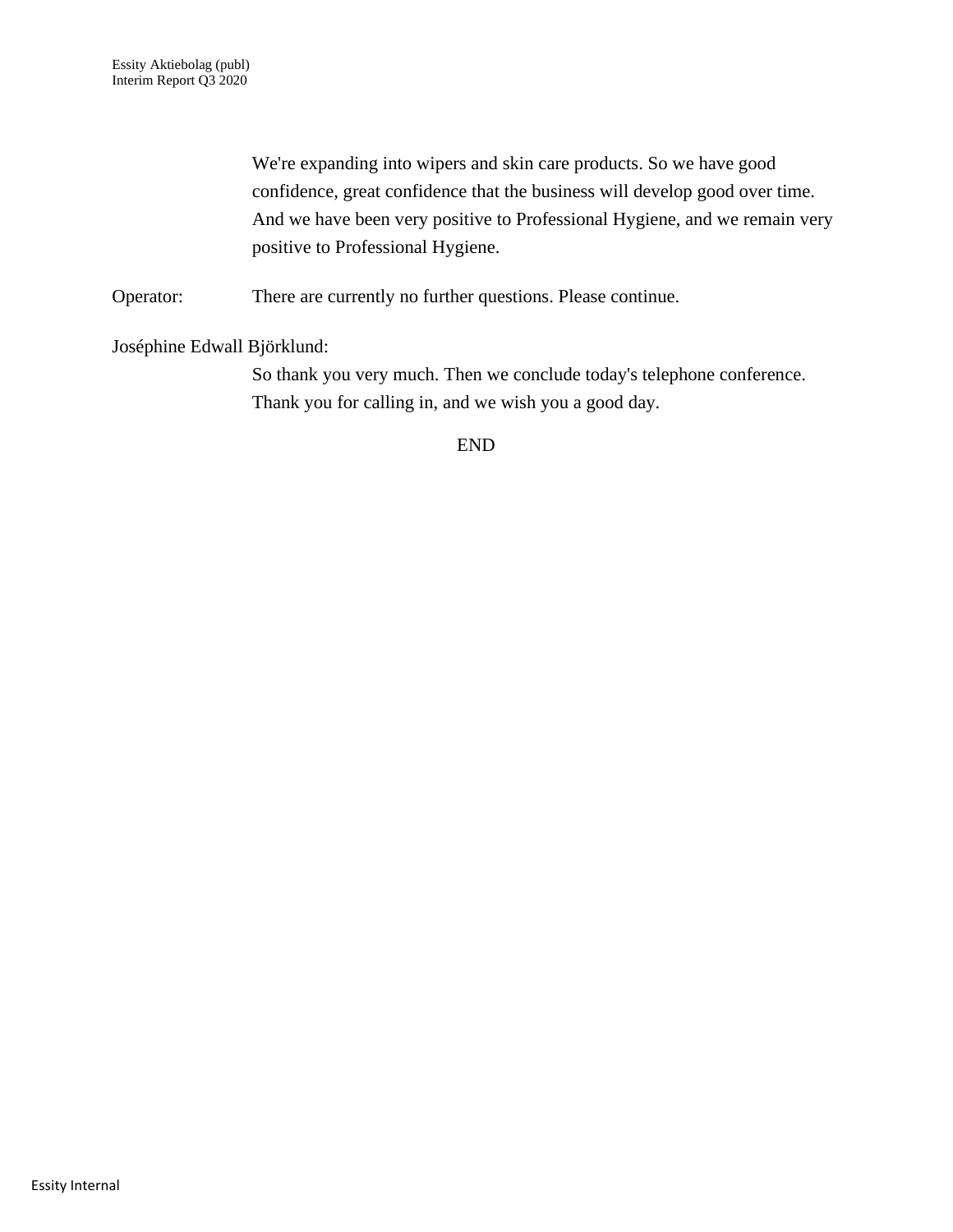We're expanding into wipers and skin care products. So we have good confidence, great confidence that the business will develop good over time. And we have been very positive to Professional Hygiene, and we remain very positive to Professional Hygiene.

Operator: There are currently no further questions. Please continue.

Joséphine Edwall Björklund:

So thank you very much. Then we conclude today's telephone conference. Thank you for calling in, and we wish you a good day.

END